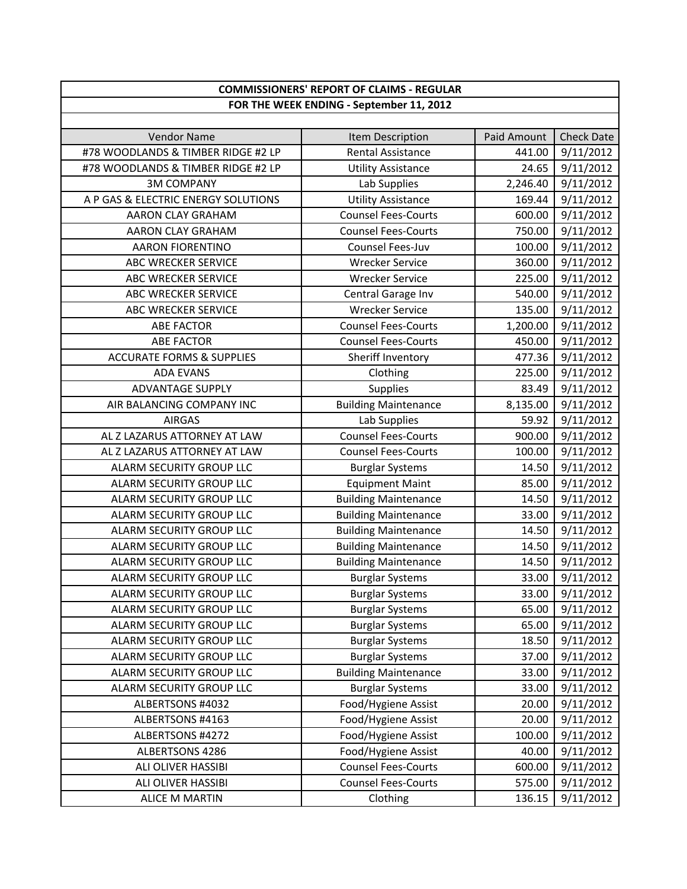| COMMISSIONERS' REPORT OF CLAIMS - REGULAR | | | |
|---|---|---|---|
| FOR THE WEEK ENDING - September 11, 2012 | | | |
| Vendor Name | Item Description | Paid Amount | Check Date |
| #78 WOODLANDS & TIMBER RIDGE #2 LP | Rental Assistance | 441.00 | 9/11/2012 |
| #78 WOODLANDS & TIMBER RIDGE #2 LP | Utility Assistance | 24.65 | 9/11/2012 |
| 3M COMPANY | Lab Supplies | 2,246.40 | 9/11/2012 |
| A P GAS & ELECTRIC ENERGY SOLUTIONS | Utility Assistance | 169.44 | 9/11/2012 |
| AARON CLAY GRAHAM | Counsel Fees-Courts | 600.00 | 9/11/2012 |
| AARON CLAY GRAHAM | Counsel Fees-Courts | 750.00 | 9/11/2012 |
| AARON FIORENTINO | Counsel Fees-Juv | 100.00 | 9/11/2012 |
| ABC WRECKER SERVICE | Wrecker Service | 360.00 | 9/11/2012 |
| ABC WRECKER SERVICE | Wrecker Service | 225.00 | 9/11/2012 |
| ABC WRECKER SERVICE | Central Garage Inv | 540.00 | 9/11/2012 |
| ABC WRECKER SERVICE | Wrecker Service | 135.00 | 9/11/2012 |
| ABE FACTOR | Counsel Fees-Courts | 1,200.00 | 9/11/2012 |
| ABE FACTOR | Counsel Fees-Courts | 450.00 | 9/11/2012 |
| ACCURATE FORMS & SUPPLIES | Sheriff Inventory | 477.36 | 9/11/2012 |
| ADA EVANS | Clothing | 225.00 | 9/11/2012 |
| ADVANTAGE SUPPLY | Supplies | 83.49 | 9/11/2012 |
| AIR BALANCING COMPANY INC | Building Maintenance | 8,135.00 | 9/11/2012 |
| AIRGAS | Lab Supplies | 59.92 | 9/11/2012 |
| AL Z LAZARUS ATTORNEY AT LAW | Counsel Fees-Courts | 900.00 | 9/11/2012 |
| AL Z LAZARUS ATTORNEY AT LAW | Counsel Fees-Courts | 100.00 | 9/11/2012 |
| ALARM SECURITY GROUP LLC | Burglar Systems | 14.50 | 9/11/2012 |
| ALARM SECURITY GROUP LLC | Equipment Maint | 85.00 | 9/11/2012 |
| ALARM SECURITY GROUP LLC | Building Maintenance | 14.50 | 9/11/2012 |
| ALARM SECURITY GROUP LLC | Building Maintenance | 33.00 | 9/11/2012 |
| ALARM SECURITY GROUP LLC | Building Maintenance | 14.50 | 9/11/2012 |
| ALARM SECURITY GROUP LLC | Building Maintenance | 14.50 | 9/11/2012 |
| ALARM SECURITY GROUP LLC | Building Maintenance | 14.50 | 9/11/2012 |
| ALARM SECURITY GROUP LLC | Burglar Systems | 33.00 | 9/11/2012 |
| ALARM SECURITY GROUP LLC | Burglar Systems | 33.00 | 9/11/2012 |
| ALARM SECURITY GROUP LLC | Burglar Systems | 65.00 | 9/11/2012 |
| ALARM SECURITY GROUP LLC | Burglar Systems | 65.00 | 9/11/2012 |
| ALARM SECURITY GROUP LLC | Burglar Systems | 18.50 | 9/11/2012 |
| ALARM SECURITY GROUP LLC | Burglar Systems | 37.00 | 9/11/2012 |
| ALARM SECURITY GROUP LLC | Building Maintenance | 33.00 | 9/11/2012 |
| ALARM SECURITY GROUP LLC | Burglar Systems | 33.00 | 9/11/2012 |
| ALBERTSONS #4032 | Food/Hygiene Assist | 20.00 | 9/11/2012 |
| ALBERTSONS #4163 | Food/Hygiene Assist | 20.00 | 9/11/2012 |
| ALBERTSONS #4272 | Food/Hygiene Assist | 100.00 | 9/11/2012 |
| ALBERTSONS 4286 | Food/Hygiene Assist | 40.00 | 9/11/2012 |
| ALI OLIVER HASSIBI | Counsel Fees-Courts | 600.00 | 9/11/2012 |
| ALI OLIVER HASSIBI | Counsel Fees-Courts | 575.00 | 9/11/2012 |
| ALICE M MARTIN | Clothing | 136.15 | 9/11/2012 |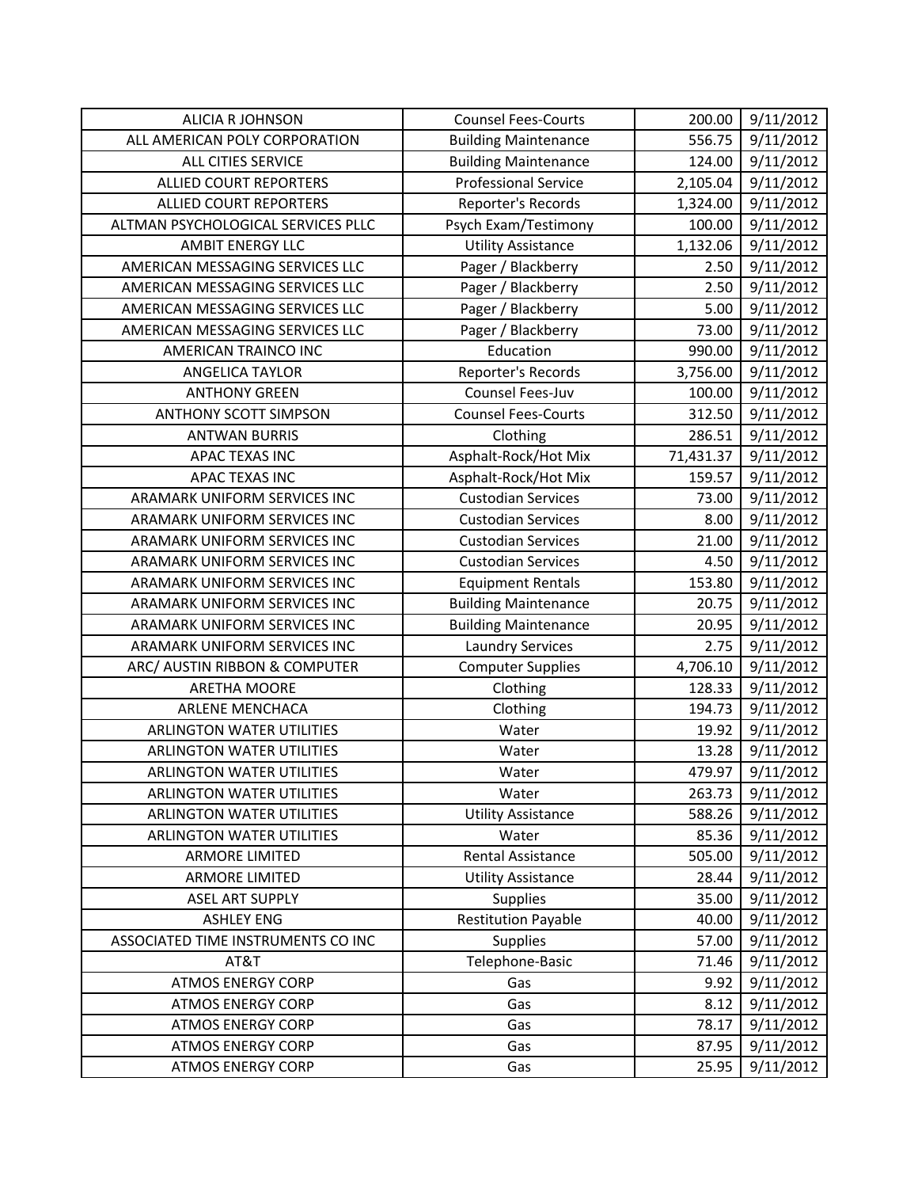| ALICIA R JOHNSON | Counsel Fees-Courts | 200.00 | 9/11/2012 |
|---|---|---|---|
| ALL AMERICAN POLY CORPORATION | Building Maintenance | 556.75 | 9/11/2012 |
| ALL CITIES SERVICE | Building Maintenance | 124.00 | 9/11/2012 |
| ALLIED COURT REPORTERS | Professional Service | 2,105.04 | 9/11/2012 |
| ALLIED COURT REPORTERS | Reporter's Records | 1,324.00 | 9/11/2012 |
| ALTMAN PSYCHOLOGICAL SERVICES PLLC | Psych Exam/Testimony | 100.00 | 9/11/2012 |
| AMBIT ENERGY LLC | Utility Assistance | 1,132.06 | 9/11/2012 |
| AMERICAN MESSAGING SERVICES LLC | Pager / Blackberry | 2.50 | 9/11/2012 |
| AMERICAN MESSAGING SERVICES LLC | Pager / Blackberry | 2.50 | 9/11/2012 |
| AMERICAN MESSAGING SERVICES LLC | Pager / Blackberry | 5.00 | 9/11/2012 |
| AMERICAN MESSAGING SERVICES LLC | Pager / Blackberry | 73.00 | 9/11/2012 |
| AMERICAN TRAINCO INC | Education | 990.00 | 9/11/2012 |
| ANGELICA TAYLOR | Reporter's Records | 3,756.00 | 9/11/2012 |
| ANTHONY GREEN | Counsel Fees-Juv | 100.00 | 9/11/2012 |
| ANTHONY SCOTT SIMPSON | Counsel Fees-Courts | 312.50 | 9/11/2012 |
| ANTWAN BURRIS | Clothing | 286.51 | 9/11/2012 |
| APAC TEXAS INC | Asphalt-Rock/Hot Mix | 71,431.37 | 9/11/2012 |
| APAC TEXAS INC | Asphalt-Rock/Hot Mix | 159.57 | 9/11/2012 |
| ARAMARK UNIFORM SERVICES INC | Custodian Services | 73.00 | 9/11/2012 |
| ARAMARK UNIFORM SERVICES INC | Custodian Services | 8.00 | 9/11/2012 |
| ARAMARK UNIFORM SERVICES INC | Custodian Services | 21.00 | 9/11/2012 |
| ARAMARK UNIFORM SERVICES INC | Custodian Services | 4.50 | 9/11/2012 |
| ARAMARK UNIFORM SERVICES INC | Equipment Rentals | 153.80 | 9/11/2012 |
| ARAMARK UNIFORM SERVICES INC | Building Maintenance | 20.75 | 9/11/2012 |
| ARAMARK UNIFORM SERVICES INC | Building Maintenance | 20.95 | 9/11/2012 |
| ARAMARK UNIFORM SERVICES INC | Laundry Services | 2.75 | 9/11/2012 |
| ARC/ AUSTIN RIBBON & COMPUTER | Computer Supplies | 4,706.10 | 9/11/2012 |
| ARETHA MOORE | Clothing | 128.33 | 9/11/2012 |
| ARLENE MENCHACA | Clothing | 194.73 | 9/11/2012 |
| ARLINGTON WATER UTILITIES | Water | 19.92 | 9/11/2012 |
| ARLINGTON WATER UTILITIES | Water | 13.28 | 9/11/2012 |
| ARLINGTON WATER UTILITIES | Water | 479.97 | 9/11/2012 |
| ARLINGTON WATER UTILITIES | Water | 263.73 | 9/11/2012 |
| ARLINGTON WATER UTILITIES | Utility Assistance | 588.26 | 9/11/2012 |
| ARLINGTON WATER UTILITIES | Water | 85.36 | 9/11/2012 |
| ARMORE LIMITED | Rental Assistance | 505.00 | 9/11/2012 |
| ARMORE LIMITED | Utility Assistance | 28.44 | 9/11/2012 |
| ASEL ART SUPPLY | Supplies | 35.00 | 9/11/2012 |
| ASHLEY ENG | Restitution Payable | 40.00 | 9/11/2012 |
| ASSOCIATED TIME INSTRUMENTS CO INC | Supplies | 57.00 | 9/11/2012 |
| AT&T | Telephone-Basic | 71.46 | 9/11/2012 |
| ATMOS ENERGY CORP | Gas | 9.92 | 9/11/2012 |
| ATMOS ENERGY CORP | Gas | 8.12 | 9/11/2012 |
| ATMOS ENERGY CORP | Gas | 78.17 | 9/11/2012 |
| ATMOS ENERGY CORP | Gas | 87.95 | 9/11/2012 |
| ATMOS ENERGY CORP | Gas | 25.95 | 9/11/2012 |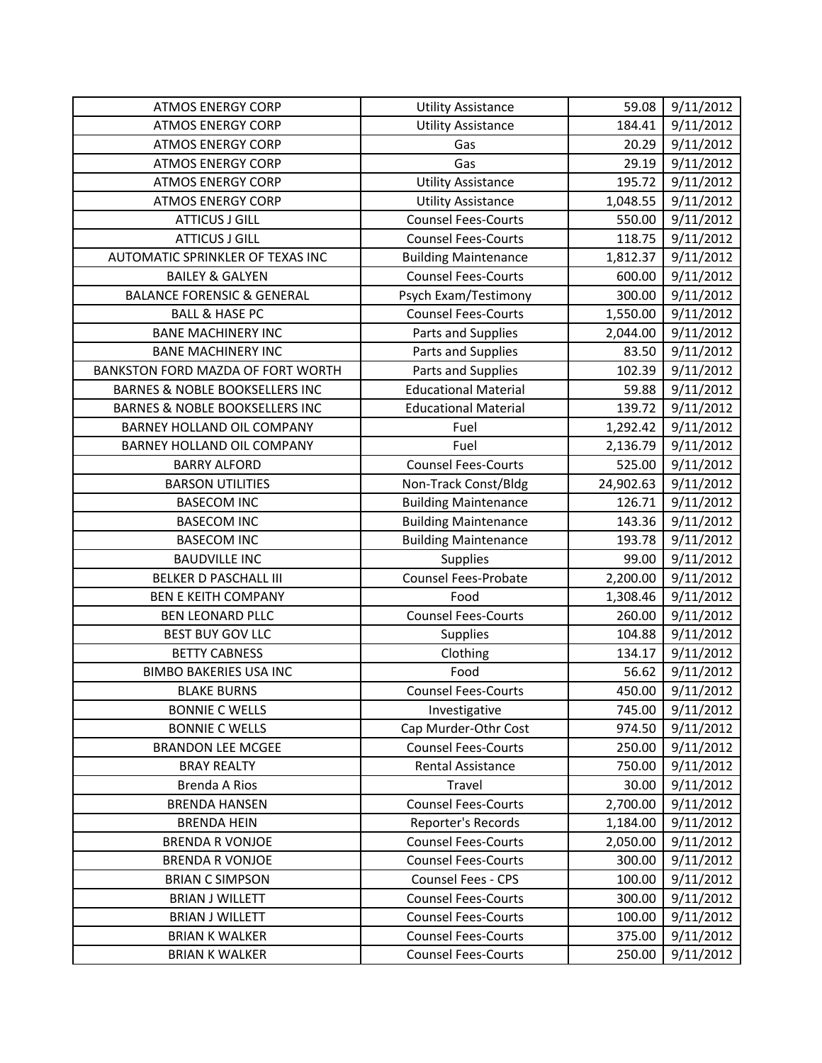| ATMOS ENERGY CORP | Utility Assistance | 59.08 | 9/11/2012 |
|---|---|---|---|
| ATMOS ENERGY CORP | Utility Assistance | 184.41 | 9/11/2012 |
| ATMOS ENERGY CORP | Gas | 20.29 | 9/11/2012 |
| ATMOS ENERGY CORP | Gas | 29.19 | 9/11/2012 |
| ATMOS ENERGY CORP | Utility Assistance | 195.72 | 9/11/2012 |
| ATMOS ENERGY CORP | Utility Assistance | 1,048.55 | 9/11/2012 |
| ATTICUS J GILL | Counsel Fees-Courts | 550.00 | 9/11/2012 |
| ATTICUS J GILL | Counsel Fees-Courts | 118.75 | 9/11/2012 |
| AUTOMATIC SPRINKLER OF TEXAS INC | Building Maintenance | 1,812.37 | 9/11/2012 |
| BAILEY & GALYEN | Counsel Fees-Courts | 600.00 | 9/11/2012 |
| BALANCE FORENSIC & GENERAL | Psych Exam/Testimony | 300.00 | 9/11/2012 |
| BALL & HASE PC | Counsel Fees-Courts | 1,550.00 | 9/11/2012 |
| BANE MACHINERY INC | Parts and Supplies | 2,044.00 | 9/11/2012 |
| BANE MACHINERY INC | Parts and Supplies | 83.50 | 9/11/2012 |
| BANKSTON FORD MAZDA OF FORT WORTH | Parts and Supplies | 102.39 | 9/11/2012 |
| BARNES & NOBLE BOOKSELLERS INC | Educational Material | 59.88 | 9/11/2012 |
| BARNES & NOBLE BOOKSELLERS INC | Educational Material | 139.72 | 9/11/2012 |
| BARNEY HOLLAND OIL COMPANY | Fuel | 1,292.42 | 9/11/2012 |
| BARNEY HOLLAND OIL COMPANY | Fuel | 2,136.79 | 9/11/2012 |
| BARRY ALFORD | Counsel Fees-Courts | 525.00 | 9/11/2012 |
| BARSON UTILITIES | Non-Track Const/Bldg | 24,902.63 | 9/11/2012 |
| BASECOM INC | Building Maintenance | 126.71 | 9/11/2012 |
| BASECOM INC | Building Maintenance | 143.36 | 9/11/2012 |
| BASECOM INC | Building Maintenance | 193.78 | 9/11/2012 |
| BAUDVILLE INC | Supplies | 99.00 | 9/11/2012 |
| BELKER D PASCHALL III | Counsel Fees-Probate | 2,200.00 | 9/11/2012 |
| BEN E KEITH COMPANY | Food | 1,308.46 | 9/11/2012 |
| BEN LEONARD PLLC | Counsel Fees-Courts | 260.00 | 9/11/2012 |
| BEST BUY GOV LLC | Supplies | 104.88 | 9/11/2012 |
| BETTY CABNESS | Clothing | 134.17 | 9/11/2012 |
| BIMBO BAKERIES USA INC | Food | 56.62 | 9/11/2012 |
| BLAKE BURNS | Counsel Fees-Courts | 450.00 | 9/11/2012 |
| BONNIE C WELLS | Investigative | 745.00 | 9/11/2012 |
| BONNIE C WELLS | Cap Murder-Othr Cost | 974.50 | 9/11/2012 |
| BRANDON LEE MCGEE | Counsel Fees-Courts | 250.00 | 9/11/2012 |
| BRAY REALTY | Rental Assistance | 750.00 | 9/11/2012 |
| Brenda A Rios | Travel | 30.00 | 9/11/2012 |
| BRENDA HANSEN | Counsel Fees-Courts | 2,700.00 | 9/11/2012 |
| BRENDA HEIN | Reporter's Records | 1,184.00 | 9/11/2012 |
| BRENDA R VONJOE | Counsel Fees-Courts | 2,050.00 | 9/11/2012 |
| BRENDA R VONJOE | Counsel Fees-Courts | 300.00 | 9/11/2012 |
| BRIAN C SIMPSON | Counsel Fees - CPS | 100.00 | 9/11/2012 |
| BRIAN J WILLETT | Counsel Fees-Courts | 300.00 | 9/11/2012 |
| BRIAN J WILLETT | Counsel Fees-Courts | 100.00 | 9/11/2012 |
| BRIAN K WALKER | Counsel Fees-Courts | 375.00 | 9/11/2012 |
| BRIAN K WALKER | Counsel Fees-Courts | 250.00 | 9/11/2012 |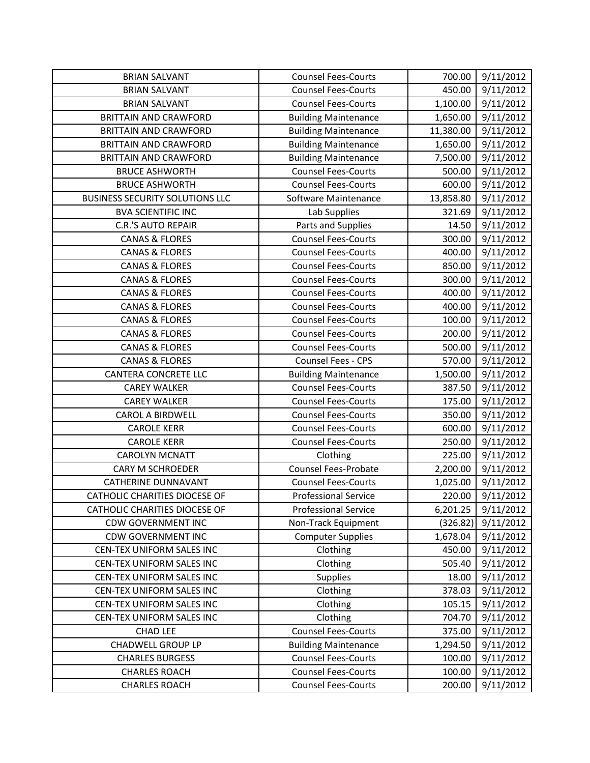| BRIAN SALVANT | Counsel Fees-Courts | 700.00 | 9/11/2012 |
|---|---|---|---|
| BRIAN SALVANT | Counsel Fees-Courts | 450.00 | 9/11/2012 |
| BRIAN SALVANT | Counsel Fees-Courts | 1,100.00 | 9/11/2012 |
| BRITTAIN AND CRAWFORD | Building Maintenance | 1,650.00 | 9/11/2012 |
| BRITTAIN AND CRAWFORD | Building Maintenance | 11,380.00 | 9/11/2012 |
| BRITTAIN AND CRAWFORD | Building Maintenance | 1,650.00 | 9/11/2012 |
| BRITTAIN AND CRAWFORD | Building Maintenance | 7,500.00 | 9/11/2012 |
| BRUCE ASHWORTH | Counsel Fees-Courts | 500.00 | 9/11/2012 |
| BRUCE ASHWORTH | Counsel Fees-Courts | 600.00 | 9/11/2012 |
| BUSINESS SECURITY SOLUTIONS LLC | Software Maintenance | 13,858.80 | 9/11/2012 |
| BVA SCIENTIFIC INC | Lab Supplies | 321.69 | 9/11/2012 |
| C.R.'S AUTO REPAIR | Parts and Supplies | 14.50 | 9/11/2012 |
| CANAS & FLORES | Counsel Fees-Courts | 300.00 | 9/11/2012 |
| CANAS & FLORES | Counsel Fees-Courts | 400.00 | 9/11/2012 |
| CANAS & FLORES | Counsel Fees-Courts | 850.00 | 9/11/2012 |
| CANAS & FLORES | Counsel Fees-Courts | 300.00 | 9/11/2012 |
| CANAS & FLORES | Counsel Fees-Courts | 400.00 | 9/11/2012 |
| CANAS & FLORES | Counsel Fees-Courts | 400.00 | 9/11/2012 |
| CANAS & FLORES | Counsel Fees-Courts | 100.00 | 9/11/2012 |
| CANAS & FLORES | Counsel Fees-Courts | 200.00 | 9/11/2012 |
| CANAS & FLORES | Counsel Fees-Courts | 500.00 | 9/11/2012 |
| CANAS & FLORES | Counsel Fees - CPS | 570.00 | 9/11/2012 |
| CANTERA CONCRETE LLC | Building Maintenance | 1,500.00 | 9/11/2012 |
| CAREY WALKER | Counsel Fees-Courts | 387.50 | 9/11/2012 |
| CAREY WALKER | Counsel Fees-Courts | 175.00 | 9/11/2012 |
| CAROL A BIRDWELL | Counsel Fees-Courts | 350.00 | 9/11/2012 |
| CAROLE KERR | Counsel Fees-Courts | 600.00 | 9/11/2012 |
| CAROLE KERR | Counsel Fees-Courts | 250.00 | 9/11/2012 |
| CAROLYN MCNATT | Clothing | 225.00 | 9/11/2012 |
| CARY M SCHROEDER | Counsel Fees-Probate | 2,200.00 | 9/11/2012 |
| CATHERINE DUNNAVANT | Counsel Fees-Courts | 1,025.00 | 9/11/2012 |
| CATHOLIC CHARITIES DIOCESE OF | Professional Service | 220.00 | 9/11/2012 |
| CATHOLIC CHARITIES DIOCESE OF | Professional Service | 6,201.25 | 9/11/2012 |
| CDW GOVERNMENT INC | Non-Track Equipment | (326.82) | 9/11/2012 |
| CDW GOVERNMENT INC | Computer Supplies | 1,678.04 | 9/11/2012 |
| CEN-TEX UNIFORM SALES INC | Clothing | 450.00 | 9/11/2012 |
| CEN-TEX UNIFORM SALES INC | Clothing | 505.40 | 9/11/2012 |
| CEN-TEX UNIFORM SALES INC | Supplies | 18.00 | 9/11/2012 |
| CEN-TEX UNIFORM SALES INC | Clothing | 378.03 | 9/11/2012 |
| CEN-TEX UNIFORM SALES INC | Clothing | 105.15 | 9/11/2012 |
| CEN-TEX UNIFORM SALES INC | Clothing | 704.70 | 9/11/2012 |
| CHAD LEE | Counsel Fees-Courts | 375.00 | 9/11/2012 |
| CHADWELL GROUP LP | Building Maintenance | 1,294.50 | 9/11/2012 |
| CHARLES BURGESS | Counsel Fees-Courts | 100.00 | 9/11/2012 |
| CHARLES ROACH | Counsel Fees-Courts | 100.00 | 9/11/2012 |
| CHARLES ROACH | Counsel Fees-Courts | 200.00 | 9/11/2012 |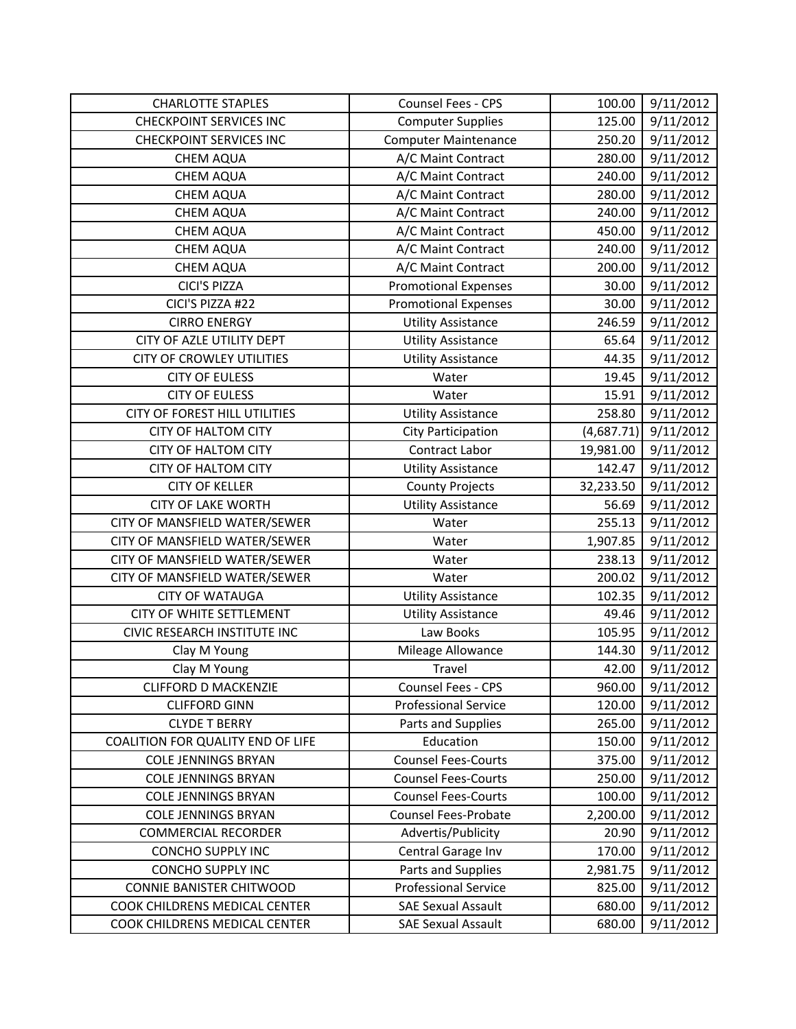| | | | |
|---|---|---|---|
| CHARLOTTE STAPLES | Counsel Fees - CPS | 100.00 | 9/11/2012 |
| CHECKPOINT SERVICES INC | Computer Supplies | 125.00 | 9/11/2012 |
| CHECKPOINT SERVICES INC | Computer Maintenance | 250.20 | 9/11/2012 |
| CHEM AQUA | A/C Maint Contract | 280.00 | 9/11/2012 |
| CHEM AQUA | A/C Maint Contract | 240.00 | 9/11/2012 |
| CHEM AQUA | A/C Maint Contract | 280.00 | 9/11/2012 |
| CHEM AQUA | A/C Maint Contract | 240.00 | 9/11/2012 |
| CHEM AQUA | A/C Maint Contract | 450.00 | 9/11/2012 |
| CHEM AQUA | A/C Maint Contract | 240.00 | 9/11/2012 |
| CHEM AQUA | A/C Maint Contract | 200.00 | 9/11/2012 |
| CICI'S PIZZA | Promotional Expenses | 30.00 | 9/11/2012 |
| CICI'S PIZZA #22 | Promotional Expenses | 30.00 | 9/11/2012 |
| CIRRO ENERGY | Utility Assistance | 246.59 | 9/11/2012 |
| CITY OF AZLE UTILITY DEPT | Utility Assistance | 65.64 | 9/11/2012 |
| CITY OF CROWLEY UTILITIES | Utility Assistance | 44.35 | 9/11/2012 |
| CITY OF EULESS | Water | 19.45 | 9/11/2012 |
| CITY OF EULESS | Water | 15.91 | 9/11/2012 |
| CITY OF FOREST HILL UTILITIES | Utility Assistance | 258.80 | 9/11/2012 |
| CITY OF HALTOM CITY | City Participation | (4,687.71) | 9/11/2012 |
| CITY OF HALTOM CITY | Contract Labor | 19,981.00 | 9/11/2012 |
| CITY OF HALTOM CITY | Utility Assistance | 142.47 | 9/11/2012 |
| CITY OF KELLER | County Projects | 32,233.50 | 9/11/2012 |
| CITY OF LAKE WORTH | Utility Assistance | 56.69 | 9/11/2012 |
| CITY OF MANSFIELD WATER/SEWER | Water | 255.13 | 9/11/2012 |
| CITY OF MANSFIELD WATER/SEWER | Water | 1,907.85 | 9/11/2012 |
| CITY OF MANSFIELD WATER/SEWER | Water | 238.13 | 9/11/2012 |
| CITY OF MANSFIELD WATER/SEWER | Water | 200.02 | 9/11/2012 |
| CITY OF WATAUGA | Utility Assistance | 102.35 | 9/11/2012 |
| CITY OF WHITE SETTLEMENT | Utility Assistance | 49.46 | 9/11/2012 |
| CIVIC RESEARCH INSTITUTE INC | Law Books | 105.95 | 9/11/2012 |
| Clay M Young | Mileage Allowance | 144.30 | 9/11/2012 |
| Clay M Young | Travel | 42.00 | 9/11/2012 |
| CLIFFORD D MACKENZIE | Counsel Fees - CPS | 960.00 | 9/11/2012 |
| CLIFFORD GINN | Professional Service | 120.00 | 9/11/2012 |
| CLYDE T BERRY | Parts and Supplies | 265.00 | 9/11/2012 |
| COALITION FOR QUALITY END OF LIFE | Education | 150.00 | 9/11/2012 |
| COLE JENNINGS BRYAN | Counsel Fees-Courts | 375.00 | 9/11/2012 |
| COLE JENNINGS BRYAN | Counsel Fees-Courts | 250.00 | 9/11/2012 |
| COLE JENNINGS BRYAN | Counsel Fees-Courts | 100.00 | 9/11/2012 |
| COLE JENNINGS BRYAN | Counsel Fees-Probate | 2,200.00 | 9/11/2012 |
| COMMERCIAL RECORDER | Advertis/Publicity | 20.90 | 9/11/2012 |
| CONCHO SUPPLY INC | Central Garage Inv | 170.00 | 9/11/2012 |
| CONCHO SUPPLY INC | Parts and Supplies | 2,981.75 | 9/11/2012 |
| CONNIE BANISTER CHITWOOD | Professional Service | 825.00 | 9/11/2012 |
| COOK CHILDRENS MEDICAL CENTER | SAE Sexual Assault | 680.00 | 9/11/2012 |
| COOK CHILDRENS MEDICAL CENTER | SAE Sexual Assault | 680.00 | 9/11/2012 |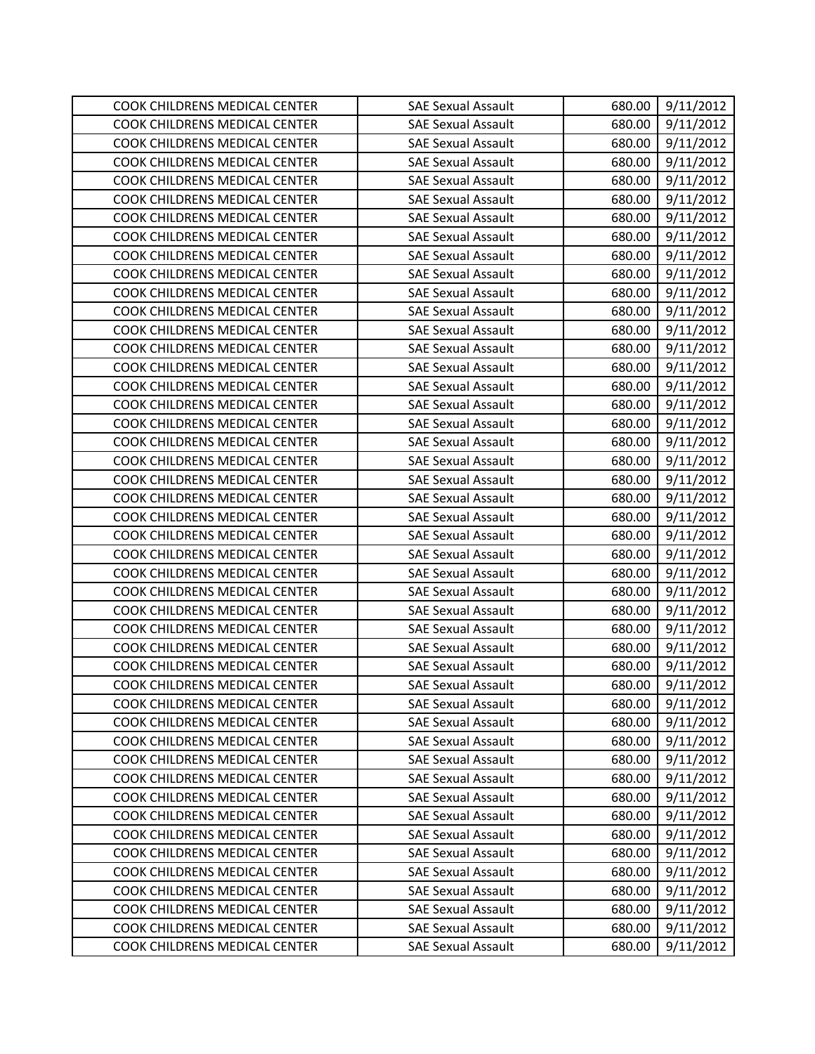| COOK CHILDRENS MEDICAL CENTER | SAE Sexual Assault | 680.00 | 9/11/2012 |
|---|---|---|---|
| COOK CHILDRENS MEDICAL CENTER | SAE Sexual Assault | 680.00 | 9/11/2012 |
| COOK CHILDRENS MEDICAL CENTER | SAE Sexual Assault | 680.00 | 9/11/2012 |
| COOK CHILDRENS MEDICAL CENTER | SAE Sexual Assault | 680.00 | 9/11/2012 |
| COOK CHILDRENS MEDICAL CENTER | SAE Sexual Assault | 680.00 | 9/11/2012 |
| COOK CHILDRENS MEDICAL CENTER | SAE Sexual Assault | 680.00 | 9/11/2012 |
| COOK CHILDRENS MEDICAL CENTER | SAE Sexual Assault | 680.00 | 9/11/2012 |
| COOK CHILDRENS MEDICAL CENTER | SAE Sexual Assault | 680.00 | 9/11/2012 |
| COOK CHILDRENS MEDICAL CENTER | SAE Sexual Assault | 680.00 | 9/11/2012 |
| COOK CHILDRENS MEDICAL CENTER | SAE Sexual Assault | 680.00 | 9/11/2012 |
| COOK CHILDRENS MEDICAL CENTER | SAE Sexual Assault | 680.00 | 9/11/2012 |
| COOK CHILDRENS MEDICAL CENTER | SAE Sexual Assault | 680.00 | 9/11/2012 |
| COOK CHILDRENS MEDICAL CENTER | SAE Sexual Assault | 680.00 | 9/11/2012 |
| COOK CHILDRENS MEDICAL CENTER | SAE Sexual Assault | 680.00 | 9/11/2012 |
| COOK CHILDRENS MEDICAL CENTER | SAE Sexual Assault | 680.00 | 9/11/2012 |
| COOK CHILDRENS MEDICAL CENTER | SAE Sexual Assault | 680.00 | 9/11/2012 |
| COOK CHILDRENS MEDICAL CENTER | SAE Sexual Assault | 680.00 | 9/11/2012 |
| COOK CHILDRENS MEDICAL CENTER | SAE Sexual Assault | 680.00 | 9/11/2012 |
| COOK CHILDRENS MEDICAL CENTER | SAE Sexual Assault | 680.00 | 9/11/2012 |
| COOK CHILDRENS MEDICAL CENTER | SAE Sexual Assault | 680.00 | 9/11/2012 |
| COOK CHILDRENS MEDICAL CENTER | SAE Sexual Assault | 680.00 | 9/11/2012 |
| COOK CHILDRENS MEDICAL CENTER | SAE Sexual Assault | 680.00 | 9/11/2012 |
| COOK CHILDRENS MEDICAL CENTER | SAE Sexual Assault | 680.00 | 9/11/2012 |
| COOK CHILDRENS MEDICAL CENTER | SAE Sexual Assault | 680.00 | 9/11/2012 |
| COOK CHILDRENS MEDICAL CENTER | SAE Sexual Assault | 680.00 | 9/11/2012 |
| COOK CHILDRENS MEDICAL CENTER | SAE Sexual Assault | 680.00 | 9/11/2012 |
| COOK CHILDRENS MEDICAL CENTER | SAE Sexual Assault | 680.00 | 9/11/2012 |
| COOK CHILDRENS MEDICAL CENTER | SAE Sexual Assault | 680.00 | 9/11/2012 |
| COOK CHILDRENS MEDICAL CENTER | SAE Sexual Assault | 680.00 | 9/11/2012 |
| COOK CHILDRENS MEDICAL CENTER | SAE Sexual Assault | 680.00 | 9/11/2012 |
| COOK CHILDRENS MEDICAL CENTER | SAE Sexual Assault | 680.00 | 9/11/2012 |
| COOK CHILDRENS MEDICAL CENTER | SAE Sexual Assault | 680.00 | 9/11/2012 |
| COOK CHILDRENS MEDICAL CENTER | SAE Sexual Assault | 680.00 | 9/11/2012 |
| COOK CHILDRENS MEDICAL CENTER | SAE Sexual Assault | 680.00 | 9/11/2012 |
| COOK CHILDRENS MEDICAL CENTER | SAE Sexual Assault | 680.00 | 9/11/2012 |
| COOK CHILDRENS MEDICAL CENTER | SAE Sexual Assault | 680.00 | 9/11/2012 |
| COOK CHILDRENS MEDICAL CENTER | SAE Sexual Assault | 680.00 | 9/11/2012 |
| COOK CHILDRENS MEDICAL CENTER | SAE Sexual Assault | 680.00 | 9/11/2012 |
| COOK CHILDRENS MEDICAL CENTER | SAE Sexual Assault | 680.00 | 9/11/2012 |
| COOK CHILDRENS MEDICAL CENTER | SAE Sexual Assault | 680.00 | 9/11/2012 |
| COOK CHILDRENS MEDICAL CENTER | SAE Sexual Assault | 680.00 | 9/11/2012 |
| COOK CHILDRENS MEDICAL CENTER | SAE Sexual Assault | 680.00 | 9/11/2012 |
| COOK CHILDRENS MEDICAL CENTER | SAE Sexual Assault | 680.00 | 9/11/2012 |
| COOK CHILDRENS MEDICAL CENTER | SAE Sexual Assault | 680.00 | 9/11/2012 |
| COOK CHILDRENS MEDICAL CENTER | SAE Sexual Assault | 680.00 | 9/11/2012 |
| COOK CHILDRENS MEDICAL CENTER | SAE Sexual Assault | 680.00 | 9/11/2012 |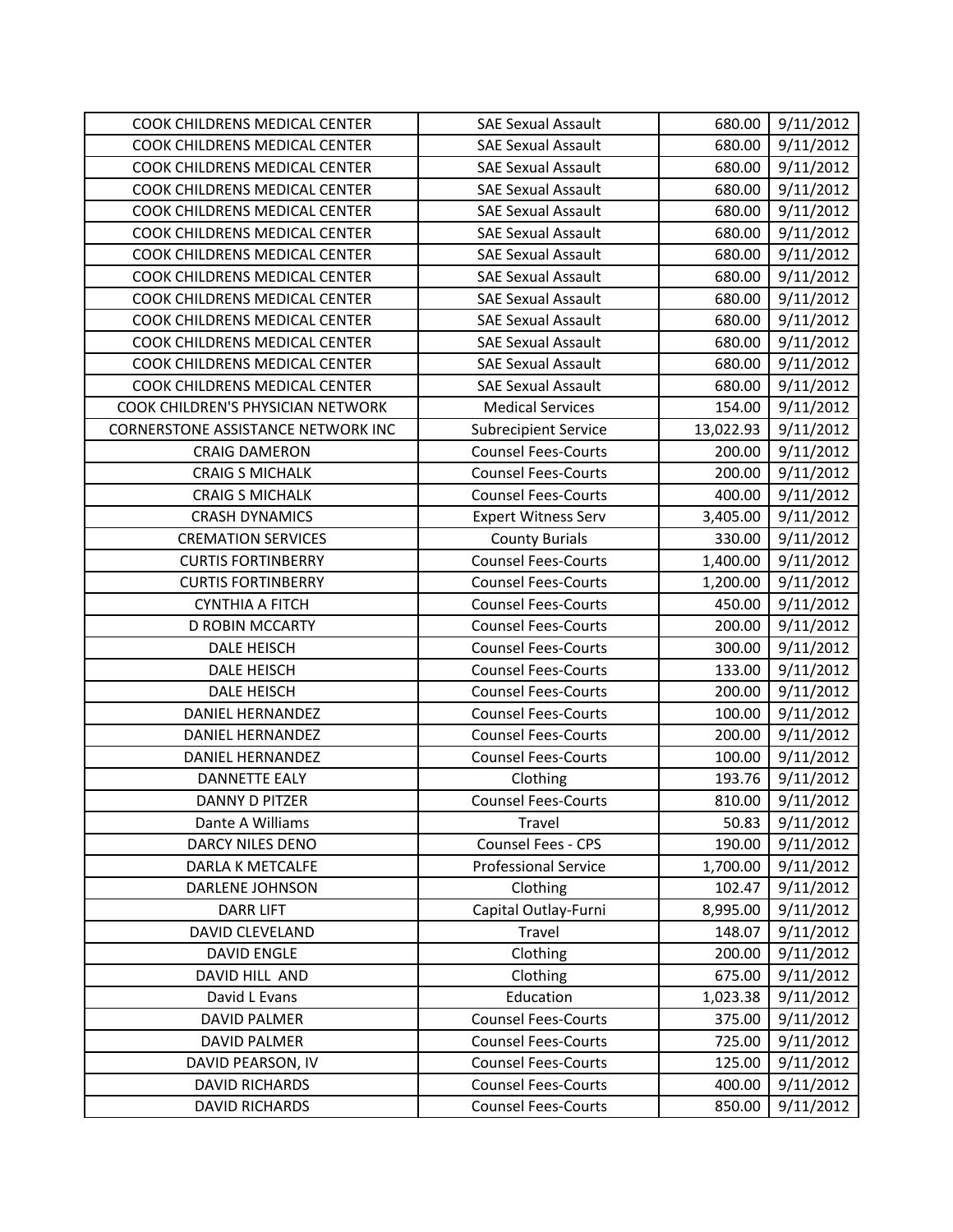| COOK CHILDRENS MEDICAL CENTER | SAE Sexual Assault | 680.00 | 9/11/2012 |
|---|---|---|---|
| COOK CHILDRENS MEDICAL CENTER | SAE Sexual Assault | 680.00 | 9/11/2012 |
| COOK CHILDRENS MEDICAL CENTER | SAE Sexual Assault | 680.00 | 9/11/2012 |
| COOK CHILDRENS MEDICAL CENTER | SAE Sexual Assault | 680.00 | 9/11/2012 |
| COOK CHILDRENS MEDICAL CENTER | SAE Sexual Assault | 680.00 | 9/11/2012 |
| COOK CHILDRENS MEDICAL CENTER | SAE Sexual Assault | 680.00 | 9/11/2012 |
| COOK CHILDRENS MEDICAL CENTER | SAE Sexual Assault | 680.00 | 9/11/2012 |
| COOK CHILDRENS MEDICAL CENTER | SAE Sexual Assault | 680.00 | 9/11/2012 |
| COOK CHILDRENS MEDICAL CENTER | SAE Sexual Assault | 680.00 | 9/11/2012 |
| COOK CHILDRENS MEDICAL CENTER | SAE Sexual Assault | 680.00 | 9/11/2012 |
| COOK CHILDRENS MEDICAL CENTER | SAE Sexual Assault | 680.00 | 9/11/2012 |
| COOK CHILDRENS MEDICAL CENTER | SAE Sexual Assault | 680.00 | 9/11/2012 |
| COOK CHILDRENS MEDICAL CENTER | SAE Sexual Assault | 680.00 | 9/11/2012 |
| COOK CHILDREN'S PHYSICIAN NETWORK | Medical Services | 154.00 | 9/11/2012 |
| CORNERSTONE ASSISTANCE NETWORK INC | Subrecipient Service | 13,022.93 | 9/11/2012 |
| CRAIG DAMERON | Counsel Fees-Courts | 200.00 | 9/11/2012 |
| CRAIG S MICHALK | Counsel Fees-Courts | 200.00 | 9/11/2012 |
| CRAIG S MICHALK | Counsel Fees-Courts | 400.00 | 9/11/2012 |
| CRASH DYNAMICS | Expert Witness Serv | 3,405.00 | 9/11/2012 |
| CREMATION SERVICES | County Burials | 330.00 | 9/11/2012 |
| CURTIS FORTINBERRY | Counsel Fees-Courts | 1,400.00 | 9/11/2012 |
| CURTIS FORTINBERRY | Counsel Fees-Courts | 1,200.00 | 9/11/2012 |
| CYNTHIA A FITCH | Counsel Fees-Courts | 450.00 | 9/11/2012 |
| D ROBIN MCCARTY | Counsel Fees-Courts | 200.00 | 9/11/2012 |
| DALE HEISCH | Counsel Fees-Courts | 300.00 | 9/11/2012 |
| DALE HEISCH | Counsel Fees-Courts | 133.00 | 9/11/2012 |
| DALE HEISCH | Counsel Fees-Courts | 200.00 | 9/11/2012 |
| DANIEL HERNANDEZ | Counsel Fees-Courts | 100.00 | 9/11/2012 |
| DANIEL HERNANDEZ | Counsel Fees-Courts | 200.00 | 9/11/2012 |
| DANIEL HERNANDEZ | Counsel Fees-Courts | 100.00 | 9/11/2012 |
| DANNETTE EALY | Clothing | 193.76 | 9/11/2012 |
| DANNY D PITZER | Counsel Fees-Courts | 810.00 | 9/11/2012 |
| Dante A Williams | Travel | 50.83 | 9/11/2012 |
| DARCY NILES DENO | Counsel Fees - CPS | 190.00 | 9/11/2012 |
| DARLA K METCALFE | Professional Service | 1,700.00 | 9/11/2012 |
| DARLENE JOHNSON | Clothing | 102.47 | 9/11/2012 |
| DARR LIFT | Capital Outlay-Furni | 8,995.00 | 9/11/2012 |
| DAVID CLEVELAND | Travel | 148.07 | 9/11/2012 |
| DAVID ENGLE | Clothing | 200.00 | 9/11/2012 |
| DAVID HILL AND | Clothing | 675.00 | 9/11/2012 |
| David L Evans | Education | 1,023.38 | 9/11/2012 |
| DAVID PALMER | Counsel Fees-Courts | 375.00 | 9/11/2012 |
| DAVID PALMER | Counsel Fees-Courts | 725.00 | 9/11/2012 |
| DAVID PEARSON, IV | Counsel Fees-Courts | 125.00 | 9/11/2012 |
| DAVID RICHARDS | Counsel Fees-Courts | 400.00 | 9/11/2012 |
| DAVID RICHARDS | Counsel Fees-Courts | 850.00 | 9/11/2012 |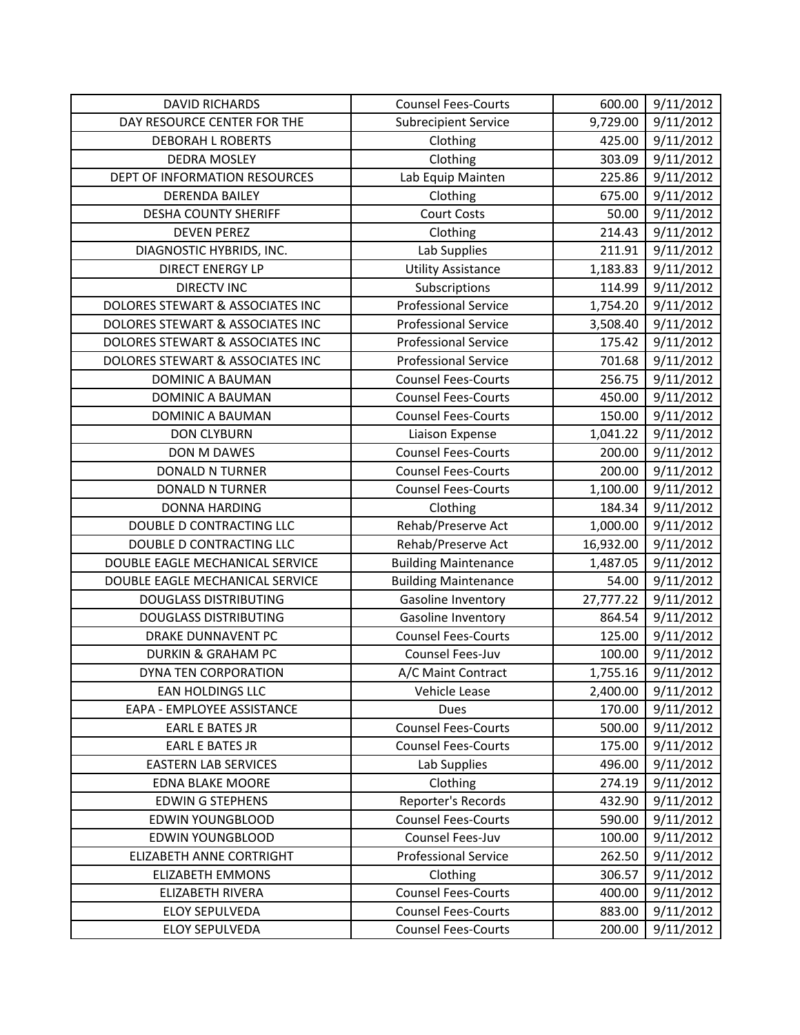| DAVID RICHARDS | Counsel Fees-Courts | 600.00 | 9/11/2012 |
|---|---|---|---|
| DAY RESOURCE CENTER FOR THE | Subrecipient Service | 9,729.00 | 9/11/2012 |
| DEBORAH L ROBERTS | Clothing | 425.00 | 9/11/2012 |
| DEDRA MOSLEY | Clothing | 303.09 | 9/11/2012 |
| DEPT OF INFORMATION RESOURCES | Lab Equip Mainten | 225.86 | 9/11/2012 |
| DERENDA BAILEY | Clothing | 675.00 | 9/11/2012 |
| DESHA COUNTY SHERIFF | Court Costs | 50.00 | 9/11/2012 |
| DEVEN PEREZ | Clothing | 214.43 | 9/11/2012 |
| DIAGNOSTIC HYBRIDS, INC. | Lab Supplies | 211.91 | 9/11/2012 |
| DIRECT ENERGY LP | Utility Assistance | 1,183.83 | 9/11/2012 |
| DIRECTV INC | Subscriptions | 114.99 | 9/11/2012 |
| DOLORES STEWART & ASSOCIATES INC | Professional Service | 1,754.20 | 9/11/2012 |
| DOLORES STEWART & ASSOCIATES INC | Professional Service | 3,508.40 | 9/11/2012 |
| DOLORES STEWART & ASSOCIATES INC | Professional Service | 175.42 | 9/11/2012 |
| DOLORES STEWART & ASSOCIATES INC | Professional Service | 701.68 | 9/11/2012 |
| DOMINIC A BAUMAN | Counsel Fees-Courts | 256.75 | 9/11/2012 |
| DOMINIC A BAUMAN | Counsel Fees-Courts | 450.00 | 9/11/2012 |
| DOMINIC A BAUMAN | Counsel Fees-Courts | 150.00 | 9/11/2012 |
| DON CLYBURN | Liaison Expense | 1,041.22 | 9/11/2012 |
| DON M DAWES | Counsel Fees-Courts | 200.00 | 9/11/2012 |
| DONALD N TURNER | Counsel Fees-Courts | 200.00 | 9/11/2012 |
| DONALD N TURNER | Counsel Fees-Courts | 1,100.00 | 9/11/2012 |
| DONNA HARDING | Clothing | 184.34 | 9/11/2012 |
| DOUBLE D CONTRACTING LLC | Rehab/Preserve Act | 1,000.00 | 9/11/2012 |
| DOUBLE D CONTRACTING LLC | Rehab/Preserve Act | 16,932.00 | 9/11/2012 |
| DOUBLE EAGLE MECHANICAL SERVICE | Building Maintenance | 1,487.05 | 9/11/2012 |
| DOUBLE EAGLE MECHANICAL SERVICE | Building Maintenance | 54.00 | 9/11/2012 |
| DOUGLASS DISTRIBUTING | Gasoline Inventory | 27,777.22 | 9/11/2012 |
| DOUGLASS DISTRIBUTING | Gasoline Inventory | 864.54 | 9/11/2012 |
| DRAKE DUNNAVENT PC | Counsel Fees-Courts | 125.00 | 9/11/2012 |
| DURKIN & GRAHAM PC | Counsel Fees-Juv | 100.00 | 9/11/2012 |
| DYNA TEN CORPORATION | A/C Maint Contract | 1,755.16 | 9/11/2012 |
| EAN HOLDINGS LLC | Vehicle Lease | 2,400.00 | 9/11/2012 |
| EAPA - EMPLOYEE ASSISTANCE | Dues | 170.00 | 9/11/2012 |
| EARL E BATES JR | Counsel Fees-Courts | 500.00 | 9/11/2012 |
| EARL E BATES JR | Counsel Fees-Courts | 175.00 | 9/11/2012 |
| EASTERN LAB SERVICES | Lab Supplies | 496.00 | 9/11/2012 |
| EDNA BLAKE MOORE | Clothing | 274.19 | 9/11/2012 |
| EDWIN G STEPHENS | Reporter's Records | 432.90 | 9/11/2012 |
| EDWIN YOUNGBLOOD | Counsel Fees-Courts | 590.00 | 9/11/2012 |
| EDWIN YOUNGBLOOD | Counsel Fees-Juv | 100.00 | 9/11/2012 |
| ELIZABETH ANNE CORTRIGHT | Professional Service | 262.50 | 9/11/2012 |
| ELIZABETH EMMONS | Clothing | 306.57 | 9/11/2012 |
| ELIZABETH RIVERA | Counsel Fees-Courts | 400.00 | 9/11/2012 |
| ELOY SEPULVEDA | Counsel Fees-Courts | 883.00 | 9/11/2012 |
| ELOY SEPULVEDA | Counsel Fees-Courts | 200.00 | 9/11/2012 |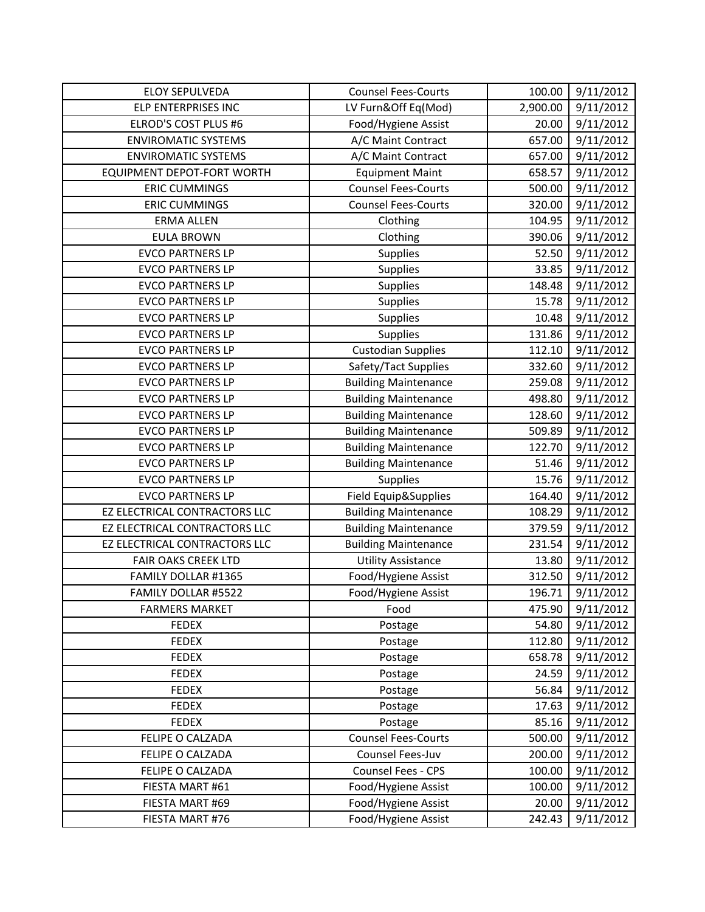| ELOY SEPULVEDA | Counsel Fees-Courts | 100.00 | 9/11/2012 |
|---|---|---|---|
| ELP ENTERPRISES INC | LV Furn&Off Eq(Mod) | 2,900.00 | 9/11/2012 |
| ELROD'S COST PLUS #6 | Food/Hygiene Assist | 20.00 | 9/11/2012 |
| ENVIROMATIC SYSTEMS | A/C Maint Contract | 657.00 | 9/11/2012 |
| ENVIROMATIC SYSTEMS | A/C Maint Contract | 657.00 | 9/11/2012 |
| EQUIPMENT DEPOT-FORT WORTH | Equipment Maint | 658.57 | 9/11/2012 |
| ERIC CUMMINGS | Counsel Fees-Courts | 500.00 | 9/11/2012 |
| ERIC CUMMINGS | Counsel Fees-Courts | 320.00 | 9/11/2012 |
| ERMA ALLEN | Clothing | 104.95 | 9/11/2012 |
| EULA BROWN | Clothing | 390.06 | 9/11/2012 |
| EVCO PARTNERS LP | Supplies | 52.50 | 9/11/2012 |
| EVCO PARTNERS LP | Supplies | 33.85 | 9/11/2012 |
| EVCO PARTNERS LP | Supplies | 148.48 | 9/11/2012 |
| EVCO PARTNERS LP | Supplies | 15.78 | 9/11/2012 |
| EVCO PARTNERS LP | Supplies | 10.48 | 9/11/2012 |
| EVCO PARTNERS LP | Supplies | 131.86 | 9/11/2012 |
| EVCO PARTNERS LP | Custodian Supplies | 112.10 | 9/11/2012 |
| EVCO PARTNERS LP | Safety/Tact Supplies | 332.60 | 9/11/2012 |
| EVCO PARTNERS LP | Building Maintenance | 259.08 | 9/11/2012 |
| EVCO PARTNERS LP | Building Maintenance | 498.80 | 9/11/2012 |
| EVCO PARTNERS LP | Building Maintenance | 128.60 | 9/11/2012 |
| EVCO PARTNERS LP | Building Maintenance | 509.89 | 9/11/2012 |
| EVCO PARTNERS LP | Building Maintenance | 122.70 | 9/11/2012 |
| EVCO PARTNERS LP | Building Maintenance | 51.46 | 9/11/2012 |
| EVCO PARTNERS LP | Supplies | 15.76 | 9/11/2012 |
| EVCO PARTNERS LP | Field Equip&Supplies | 164.40 | 9/11/2012 |
| EZ ELECTRICAL CONTRACTORS LLC | Building Maintenance | 108.29 | 9/11/2012 |
| EZ ELECTRICAL CONTRACTORS LLC | Building Maintenance | 379.59 | 9/11/2012 |
| EZ ELECTRICAL CONTRACTORS LLC | Building Maintenance | 231.54 | 9/11/2012 |
| FAIR OAKS CREEK LTD | Utility Assistance | 13.80 | 9/11/2012 |
| FAMILY DOLLAR #1365 | Food/Hygiene Assist | 312.50 | 9/11/2012 |
| FAMILY DOLLAR #5522 | Food/Hygiene Assist | 196.71 | 9/11/2012 |
| FARMERS MARKET | Food | 475.90 | 9/11/2012 |
| FEDEX | Postage | 54.80 | 9/11/2012 |
| FEDEX | Postage | 112.80 | 9/11/2012 |
| FEDEX | Postage | 658.78 | 9/11/2012 |
| FEDEX | Postage | 24.59 | 9/11/2012 |
| FEDEX | Postage | 56.84 | 9/11/2012 |
| FEDEX | Postage | 17.63 | 9/11/2012 |
| FEDEX | Postage | 85.16 | 9/11/2012 |
| FELIPE O CALZADA | Counsel Fees-Courts | 500.00 | 9/11/2012 |
| FELIPE O CALZADA | Counsel Fees-Juv | 200.00 | 9/11/2012 |
| FELIPE O CALZADA | Counsel Fees - CPS | 100.00 | 9/11/2012 |
| FIESTA MART #61 | Food/Hygiene Assist | 100.00 | 9/11/2012 |
| FIESTA MART #69 | Food/Hygiene Assist | 20.00 | 9/11/2012 |
| FIESTA MART #76 | Food/Hygiene Assist | 242.43 | 9/11/2012 |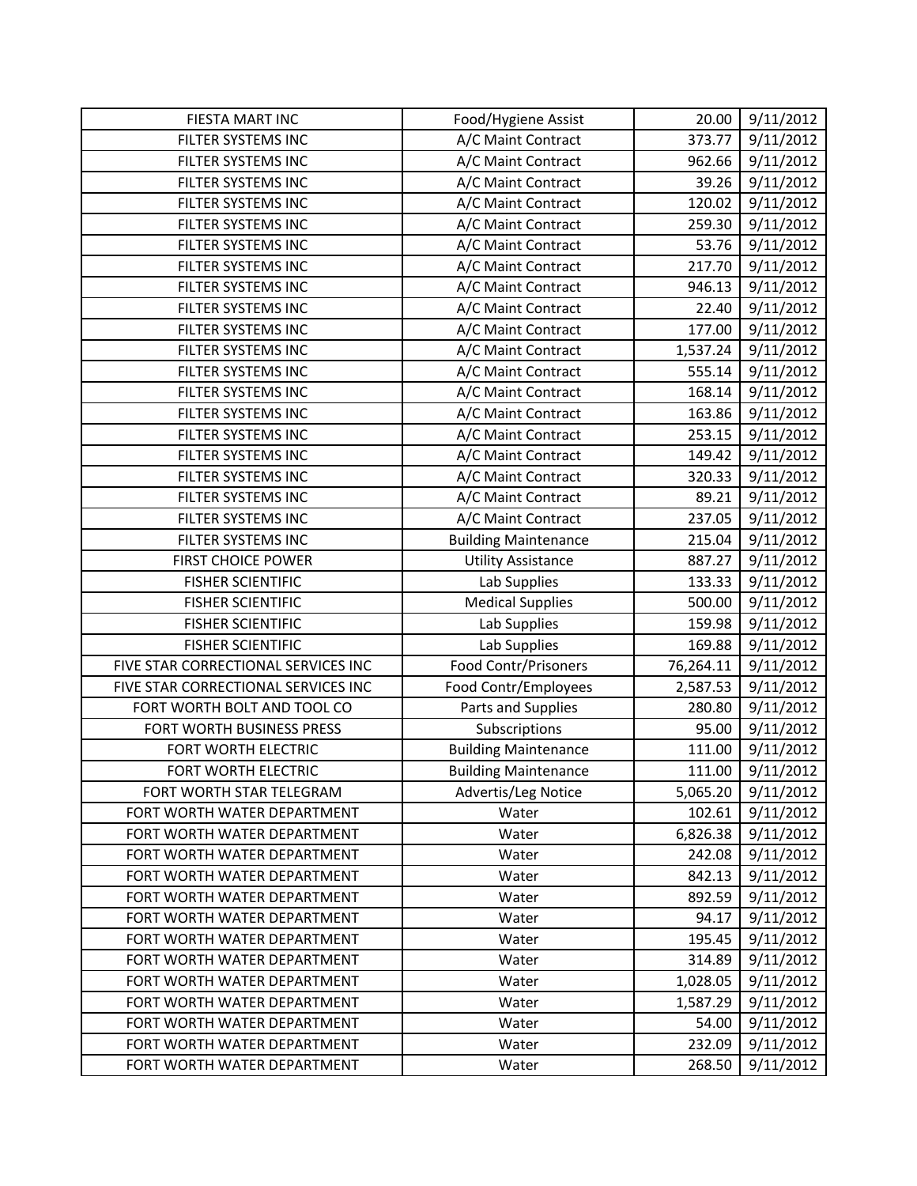| FIESTA MART INC | Food/Hygiene Assist | 20.00 | 9/11/2012 |
|---|---|---|---|
| FILTER SYSTEMS INC | A/C Maint Contract | 373.77 | 9/11/2012 |
| FILTER SYSTEMS INC | A/C Maint Contract | 962.66 | 9/11/2012 |
| FILTER SYSTEMS INC | A/C Maint Contract | 39.26 | 9/11/2012 |
| FILTER SYSTEMS INC | A/C Maint Contract | 120.02 | 9/11/2012 |
| FILTER SYSTEMS INC | A/C Maint Contract | 259.30 | 9/11/2012 |
| FILTER SYSTEMS INC | A/C Maint Contract | 53.76 | 9/11/2012 |
| FILTER SYSTEMS INC | A/C Maint Contract | 217.70 | 9/11/2012 |
| FILTER SYSTEMS INC | A/C Maint Contract | 946.13 | 9/11/2012 |
| FILTER SYSTEMS INC | A/C Maint Contract | 22.40 | 9/11/2012 |
| FILTER SYSTEMS INC | A/C Maint Contract | 177.00 | 9/11/2012 |
| FILTER SYSTEMS INC | A/C Maint Contract | 1,537.24 | 9/11/2012 |
| FILTER SYSTEMS INC | A/C Maint Contract | 555.14 | 9/11/2012 |
| FILTER SYSTEMS INC | A/C Maint Contract | 168.14 | 9/11/2012 |
| FILTER SYSTEMS INC | A/C Maint Contract | 163.86 | 9/11/2012 |
| FILTER SYSTEMS INC | A/C Maint Contract | 253.15 | 9/11/2012 |
| FILTER SYSTEMS INC | A/C Maint Contract | 149.42 | 9/11/2012 |
| FILTER SYSTEMS INC | A/C Maint Contract | 320.33 | 9/11/2012 |
| FILTER SYSTEMS INC | A/C Maint Contract | 89.21 | 9/11/2012 |
| FILTER SYSTEMS INC | A/C Maint Contract | 237.05 | 9/11/2012 |
| FILTER SYSTEMS INC | Building Maintenance | 215.04 | 9/11/2012 |
| FIRST CHOICE POWER | Utility Assistance | 887.27 | 9/11/2012 |
| FISHER SCIENTIFIC | Lab Supplies | 133.33 | 9/11/2012 |
| FISHER SCIENTIFIC | Medical Supplies | 500.00 | 9/11/2012 |
| FISHER SCIENTIFIC | Lab Supplies | 159.98 | 9/11/2012 |
| FISHER SCIENTIFIC | Lab Supplies | 169.88 | 9/11/2012 |
| FIVE STAR CORRECTIONAL SERVICES INC | Food Contr/Prisoners | 76,264.11 | 9/11/2012 |
| FIVE STAR CORRECTIONAL SERVICES INC | Food Contr/Employees | 2,587.53 | 9/11/2012 |
| FORT WORTH BOLT AND TOOL CO | Parts and Supplies | 280.80 | 9/11/2012 |
| FORT WORTH BUSINESS PRESS | Subscriptions | 95.00 | 9/11/2012 |
| FORT WORTH ELECTRIC | Building Maintenance | 111.00 | 9/11/2012 |
| FORT WORTH ELECTRIC | Building Maintenance | 111.00 | 9/11/2012 |
| FORT WORTH STAR TELEGRAM | Advertis/Leg Notice | 5,065.20 | 9/11/2012 |
| FORT WORTH WATER DEPARTMENT | Water | 102.61 | 9/11/2012 |
| FORT WORTH WATER DEPARTMENT | Water | 6,826.38 | 9/11/2012 |
| FORT WORTH WATER DEPARTMENT | Water | 242.08 | 9/11/2012 |
| FORT WORTH WATER DEPARTMENT | Water | 842.13 | 9/11/2012 |
| FORT WORTH WATER DEPARTMENT | Water | 892.59 | 9/11/2012 |
| FORT WORTH WATER DEPARTMENT | Water | 94.17 | 9/11/2012 |
| FORT WORTH WATER DEPARTMENT | Water | 195.45 | 9/11/2012 |
| FORT WORTH WATER DEPARTMENT | Water | 314.89 | 9/11/2012 |
| FORT WORTH WATER DEPARTMENT | Water | 1,028.05 | 9/11/2012 |
| FORT WORTH WATER DEPARTMENT | Water | 1,587.29 | 9/11/2012 |
| FORT WORTH WATER DEPARTMENT | Water | 54.00 | 9/11/2012 |
| FORT WORTH WATER DEPARTMENT | Water | 232.09 | 9/11/2012 |
| FORT WORTH WATER DEPARTMENT | Water | 268.50 | 9/11/2012 |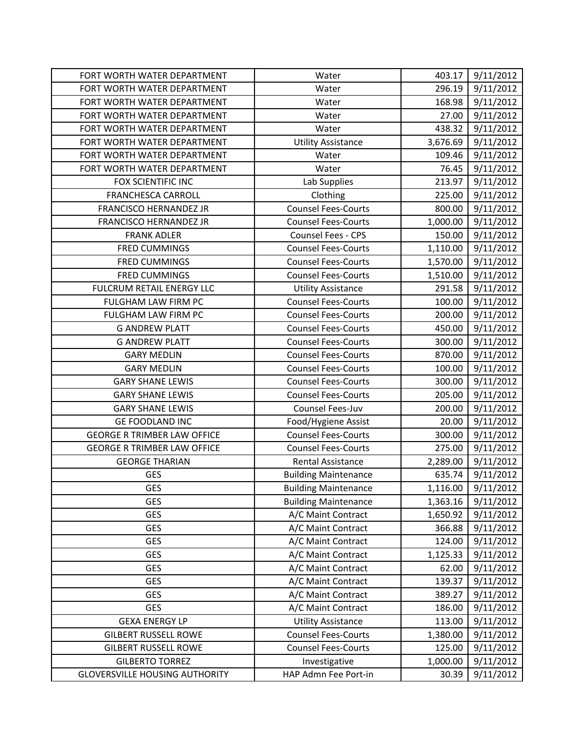| | | | |
|---|---|---|---|
| FORT WORTH WATER DEPARTMENT | Water | 403.17 | 9/11/2012 |
| FORT WORTH WATER DEPARTMENT | Water | 296.19 | 9/11/2012 |
| FORT WORTH WATER DEPARTMENT | Water | 168.98 | 9/11/2012 |
| FORT WORTH WATER DEPARTMENT | Water | 27.00 | 9/11/2012 |
| FORT WORTH WATER DEPARTMENT | Water | 438.32 | 9/11/2012 |
| FORT WORTH WATER DEPARTMENT | Utility Assistance | 3,676.69 | 9/11/2012 |
| FORT WORTH WATER DEPARTMENT | Water | 109.46 | 9/11/2012 |
| FORT WORTH WATER DEPARTMENT | Water | 76.45 | 9/11/2012 |
| FOX SCIENTIFIC INC | Lab Supplies | 213.97 | 9/11/2012 |
| FRANCHESCA CARROLL | Clothing | 225.00 | 9/11/2012 |
| FRANCISCO HERNANDEZ JR | Counsel Fees-Courts | 800.00 | 9/11/2012 |
| FRANCISCO HERNANDEZ JR | Counsel Fees-Courts | 1,000.00 | 9/11/2012 |
| FRANK ADLER | Counsel Fees - CPS | 150.00 | 9/11/2012 |
| FRED CUMMINGS | Counsel Fees-Courts | 1,110.00 | 9/11/2012 |
| FRED CUMMINGS | Counsel Fees-Courts | 1,570.00 | 9/11/2012 |
| FRED CUMMINGS | Counsel Fees-Courts | 1,510.00 | 9/11/2012 |
| FULCRUM RETAIL ENERGY LLC | Utility Assistance | 291.58 | 9/11/2012 |
| FULGHAM LAW FIRM PC | Counsel Fees-Courts | 100.00 | 9/11/2012 |
| FULGHAM LAW FIRM PC | Counsel Fees-Courts | 200.00 | 9/11/2012 |
| G ANDREW PLATT | Counsel Fees-Courts | 450.00 | 9/11/2012 |
| G ANDREW PLATT | Counsel Fees-Courts | 300.00 | 9/11/2012 |
| GARY MEDLIN | Counsel Fees-Courts | 870.00 | 9/11/2012 |
| GARY MEDLIN | Counsel Fees-Courts | 100.00 | 9/11/2012 |
| GARY SHANE LEWIS | Counsel Fees-Courts | 300.00 | 9/11/2012 |
| GARY SHANE LEWIS | Counsel Fees-Courts | 205.00 | 9/11/2012 |
| GARY SHANE LEWIS | Counsel Fees-Juv | 200.00 | 9/11/2012 |
| GE FOODLAND INC | Food/Hygiene Assist | 20.00 | 9/11/2012 |
| GEORGE R TRIMBER LAW OFFICE | Counsel Fees-Courts | 300.00 | 9/11/2012 |
| GEORGE R TRIMBER LAW OFFICE | Counsel Fees-Courts | 275.00 | 9/11/2012 |
| GEORGE THARIAN | Rental Assistance | 2,289.00 | 9/11/2012 |
| GES | Building Maintenance | 635.74 | 9/11/2012 |
| GES | Building Maintenance | 1,116.00 | 9/11/2012 |
| GES | Building Maintenance | 1,363.16 | 9/11/2012 |
| GES | A/C Maint Contract | 1,650.92 | 9/11/2012 |
| GES | A/C Maint Contract | 366.88 | 9/11/2012 |
| GES | A/C Maint Contract | 124.00 | 9/11/2012 |
| GES | A/C Maint Contract | 1,125.33 | 9/11/2012 |
| GES | A/C Maint Contract | 62.00 | 9/11/2012 |
| GES | A/C Maint Contract | 139.37 | 9/11/2012 |
| GES | A/C Maint Contract | 389.27 | 9/11/2012 |
| GES | A/C Maint Contract | 186.00 | 9/11/2012 |
| GEXA ENERGY LP | Utility Assistance | 113.00 | 9/11/2012 |
| GILBERT RUSSELL ROWE | Counsel Fees-Courts | 1,380.00 | 9/11/2012 |
| GILBERT RUSSELL ROWE | Counsel Fees-Courts | 125.00 | 9/11/2012 |
| GILBERTO TORREZ | Investigative | 1,000.00 | 9/11/2012 |
| GLOVERSVILLE HOUSING AUTHORITY | HAP Admn Fee Port-in | 30.39 | 9/11/2012 |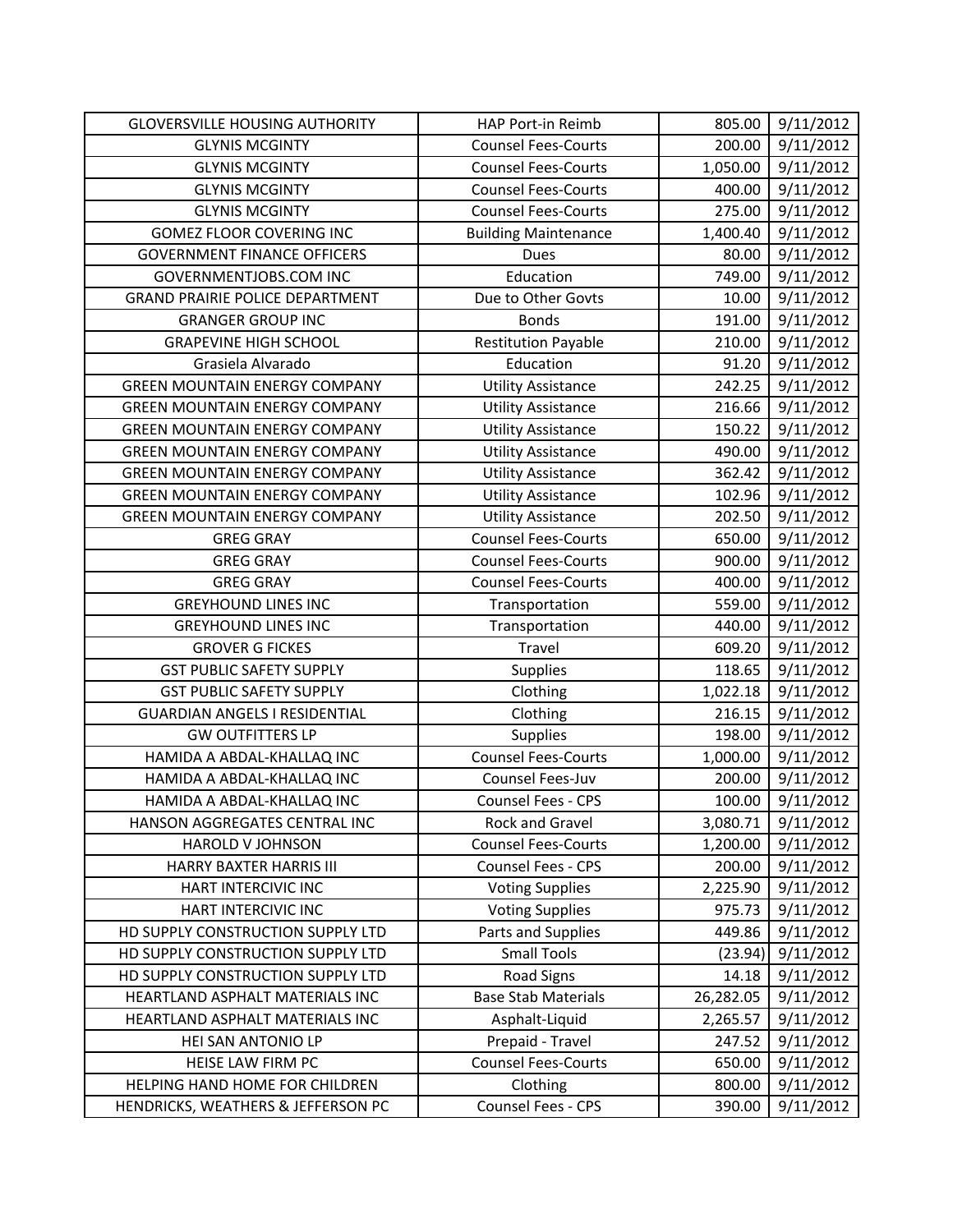| GLOVERSVILLE HOUSING AUTHORITY | HAP Port-in Reimb | 805.00 | 9/11/2012 |
|---|---|---|---|
| GLYNIS MCGINTY | Counsel Fees-Courts | 200.00 | 9/11/2012 |
| GLYNIS MCGINTY | Counsel Fees-Courts | 1,050.00 | 9/11/2012 |
| GLYNIS MCGINTY | Counsel Fees-Courts | 400.00 | 9/11/2012 |
| GLYNIS MCGINTY | Counsel Fees-Courts | 275.00 | 9/11/2012 |
| GOMEZ FLOOR COVERING INC | Building Maintenance | 1,400.40 | 9/11/2012 |
| GOVERNMENT FINANCE OFFICERS | Dues | 80.00 | 9/11/2012 |
| GOVERNMENTJOBS.COM INC | Education | 749.00 | 9/11/2012 |
| GRAND PRAIRIE POLICE DEPARTMENT | Due to Other Govts | 10.00 | 9/11/2012 |
| GRANGER GROUP INC | Bonds | 191.00 | 9/11/2012 |
| GRAPEVINE HIGH SCHOOL | Restitution Payable | 210.00 | 9/11/2012 |
| Grasiela Alvarado | Education | 91.20 | 9/11/2012 |
| GREEN MOUNTAIN ENERGY COMPANY | Utility Assistance | 242.25 | 9/11/2012 |
| GREEN MOUNTAIN ENERGY COMPANY | Utility Assistance | 216.66 | 9/11/2012 |
| GREEN MOUNTAIN ENERGY COMPANY | Utility Assistance | 150.22 | 9/11/2012 |
| GREEN MOUNTAIN ENERGY COMPANY | Utility Assistance | 490.00 | 9/11/2012 |
| GREEN MOUNTAIN ENERGY COMPANY | Utility Assistance | 362.42 | 9/11/2012 |
| GREEN MOUNTAIN ENERGY COMPANY | Utility Assistance | 102.96 | 9/11/2012 |
| GREEN MOUNTAIN ENERGY COMPANY | Utility Assistance | 202.50 | 9/11/2012 |
| GREG GRAY | Counsel Fees-Courts | 650.00 | 9/11/2012 |
| GREG GRAY | Counsel Fees-Courts | 900.00 | 9/11/2012 |
| GREG GRAY | Counsel Fees-Courts | 400.00 | 9/11/2012 |
| GREYHOUND LINES INC | Transportation | 559.00 | 9/11/2012 |
| GREYHOUND LINES INC | Transportation | 440.00 | 9/11/2012 |
| GROVER G FICKES | Travel | 609.20 | 9/11/2012 |
| GST PUBLIC SAFETY SUPPLY | Supplies | 118.65 | 9/11/2012 |
| GST PUBLIC SAFETY SUPPLY | Clothing | 1,022.18 | 9/11/2012 |
| GUARDIAN ANGELS I RESIDENTIAL | Clothing | 216.15 | 9/11/2012 |
| GW OUTFITTERS LP | Supplies | 198.00 | 9/11/2012 |
| HAMIDA A ABDAL-KHALLAQ INC | Counsel Fees-Courts | 1,000.00 | 9/11/2012 |
| HAMIDA A ABDAL-KHALLAQ INC | Counsel Fees-Juv | 200.00 | 9/11/2012 |
| HAMIDA A ABDAL-KHALLAQ INC | Counsel Fees - CPS | 100.00 | 9/11/2012 |
| HANSON AGGREGATES CENTRAL INC | Rock and Gravel | 3,080.71 | 9/11/2012 |
| HAROLD V JOHNSON | Counsel Fees-Courts | 1,200.00 | 9/11/2012 |
| HARRY BAXTER HARRIS III | Counsel Fees - CPS | 200.00 | 9/11/2012 |
| HART INTERCIVIC INC | Voting Supplies | 2,225.90 | 9/11/2012 |
| HART INTERCIVIC INC | Voting Supplies | 975.73 | 9/11/2012 |
| HD SUPPLY CONSTRUCTION SUPPLY LTD | Parts and Supplies | 449.86 | 9/11/2012 |
| HD SUPPLY CONSTRUCTION SUPPLY LTD | Small Tools | (23.94) | 9/11/2012 |
| HD SUPPLY CONSTRUCTION SUPPLY LTD | Road Signs | 14.18 | 9/11/2012 |
| HEARTLAND ASPHALT MATERIALS INC | Base Stab Materials | 26,282.05 | 9/11/2012 |
| HEARTLAND ASPHALT MATERIALS INC | Asphalt-Liquid | 2,265.57 | 9/11/2012 |
| HEI SAN ANTONIO LP | Prepaid - Travel | 247.52 | 9/11/2012 |
| HEISE LAW FIRM PC | Counsel Fees-Courts | 650.00 | 9/11/2012 |
| HELPING HAND HOME FOR CHILDREN | Clothing | 800.00 | 9/11/2012 |
| HENDRICKS, WEATHERS & JEFFERSON PC | Counsel Fees - CPS | 390.00 | 9/11/2012 |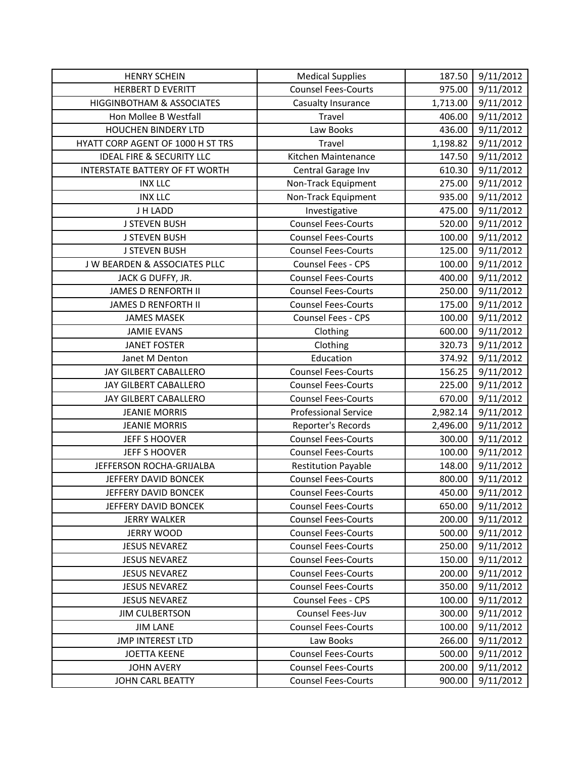| HENRY SCHEIN | Medical Supplies | 187.50 | 9/11/2012 |
|---|---|---|---|
| HERBERT D EVERITT | Counsel Fees-Courts | 975.00 | 9/11/2012 |
| HIGGINBOTHAM & ASSOCIATES | Casualty Insurance | 1,713.00 | 9/11/2012 |
| Hon Mollee B Westfall | Travel | 406.00 | 9/11/2012 |
| HOUCHEN BINDERY LTD | Law Books | 436.00 | 9/11/2012 |
| HYATT CORP AGENT OF 1000 H ST TRS | Travel | 1,198.82 | 9/11/2012 |
| IDEAL FIRE & SECURITY LLC | Kitchen Maintenance | 147.50 | 9/11/2012 |
| INTERSTATE BATTERY OF FT WORTH | Central Garage Inv | 610.30 | 9/11/2012 |
| INX LLC | Non-Track Equipment | 275.00 | 9/11/2012 |
| INX LLC | Non-Track Equipment | 935.00 | 9/11/2012 |
| J H LADD | Investigative | 475.00 | 9/11/2012 |
| J STEVEN BUSH | Counsel Fees-Courts | 520.00 | 9/11/2012 |
| J STEVEN BUSH | Counsel Fees-Courts | 100.00 | 9/11/2012 |
| J STEVEN BUSH | Counsel Fees-Courts | 125.00 | 9/11/2012 |
| J W BEARDEN & ASSOCIATES PLLC | Counsel Fees - CPS | 100.00 | 9/11/2012 |
| JACK G DUFFY, JR. | Counsel Fees-Courts | 400.00 | 9/11/2012 |
| JAMES D RENFORTH II | Counsel Fees-Courts | 250.00 | 9/11/2012 |
| JAMES D RENFORTH II | Counsel Fees-Courts | 175.00 | 9/11/2012 |
| JAMES MASEK | Counsel Fees - CPS | 100.00 | 9/11/2012 |
| JAMIE EVANS | Clothing | 600.00 | 9/11/2012 |
| JANET FOSTER | Clothing | 320.73 | 9/11/2012 |
| Janet M Denton | Education | 374.92 | 9/11/2012 |
| JAY GILBERT CABALLERO | Counsel Fees-Courts | 156.25 | 9/11/2012 |
| JAY GILBERT CABALLERO | Counsel Fees-Courts | 225.00 | 9/11/2012 |
| JAY GILBERT CABALLERO | Counsel Fees-Courts | 670.00 | 9/11/2012 |
| JEANIE MORRIS | Professional Service | 2,982.14 | 9/11/2012 |
| JEANIE MORRIS | Reporter's Records | 2,496.00 | 9/11/2012 |
| JEFF S HOOVER | Counsel Fees-Courts | 300.00 | 9/11/2012 |
| JEFF S HOOVER | Counsel Fees-Courts | 100.00 | 9/11/2012 |
| JEFFERSON ROCHA-GRIJALBA | Restitution Payable | 148.00 | 9/11/2012 |
| JEFFERY DAVID BONCEK | Counsel Fees-Courts | 800.00 | 9/11/2012 |
| JEFFERY DAVID BONCEK | Counsel Fees-Courts | 450.00 | 9/11/2012 |
| JEFFERY DAVID BONCEK | Counsel Fees-Courts | 650.00 | 9/11/2012 |
| JERRY WALKER | Counsel Fees-Courts | 200.00 | 9/11/2012 |
| JERRY WOOD | Counsel Fees-Courts | 500.00 | 9/11/2012 |
| JESUS NEVAREZ | Counsel Fees-Courts | 250.00 | 9/11/2012 |
| JESUS NEVAREZ | Counsel Fees-Courts | 150.00 | 9/11/2012 |
| JESUS NEVAREZ | Counsel Fees-Courts | 200.00 | 9/11/2012 |
| JESUS NEVAREZ | Counsel Fees-Courts | 350.00 | 9/11/2012 |
| JESUS NEVAREZ | Counsel Fees - CPS | 100.00 | 9/11/2012 |
| JIM CULBERTSON | Counsel Fees-Juv | 300.00 | 9/11/2012 |
| JIM LANE | Counsel Fees-Courts | 100.00 | 9/11/2012 |
| JMP INTEREST LTD | Law Books | 266.00 | 9/11/2012 |
| JOETTA KEENE | Counsel Fees-Courts | 500.00 | 9/11/2012 |
| JOHN AVERY | Counsel Fees-Courts | 200.00 | 9/11/2012 |
| JOHN CARL BEATTY | Counsel Fees-Courts | 900.00 | 9/11/2012 |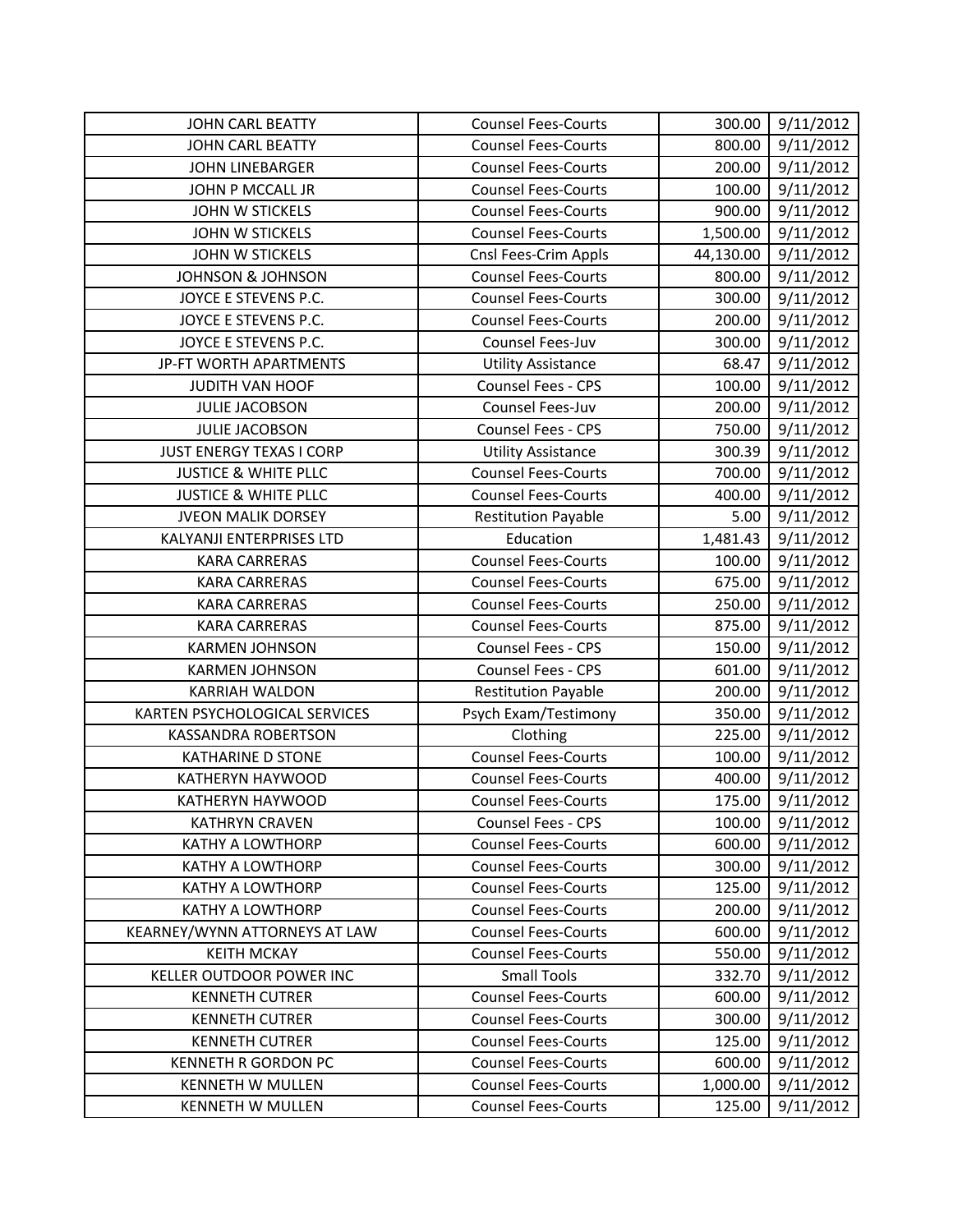| JOHN CARL BEATTY | Counsel Fees-Courts | 300.00 | 9/11/2012 |
|---|---|---|---|
| JOHN CARL BEATTY | Counsel Fees-Courts | 800.00 | 9/11/2012 |
| JOHN LINEBARGER | Counsel Fees-Courts | 200.00 | 9/11/2012 |
| JOHN P MCCALL JR | Counsel Fees-Courts | 100.00 | 9/11/2012 |
| JOHN W STICKELS | Counsel Fees-Courts | 900.00 | 9/11/2012 |
| JOHN W STICKELS | Counsel Fees-Courts | 1,500.00 | 9/11/2012 |
| JOHN W STICKELS | Cnsl Fees-Crim Appls | 44,130.00 | 9/11/2012 |
| JOHNSON & JOHNSON | Counsel Fees-Courts | 800.00 | 9/11/2012 |
| JOYCE E STEVENS P.C. | Counsel Fees-Courts | 300.00 | 9/11/2012 |
| JOYCE E STEVENS P.C. | Counsel Fees-Courts | 200.00 | 9/11/2012 |
| JOYCE E STEVENS P.C. | Counsel Fees-Juv | 300.00 | 9/11/2012 |
| JP-FT WORTH APARTMENTS | Utility Assistance | 68.47 | 9/11/2012 |
| JUDITH VAN HOOF | Counsel Fees - CPS | 100.00 | 9/11/2012 |
| JULIE JACOBSON | Counsel Fees-Juv | 200.00 | 9/11/2012 |
| JULIE JACOBSON | Counsel Fees - CPS | 750.00 | 9/11/2012 |
| JUST ENERGY TEXAS I CORP | Utility Assistance | 300.39 | 9/11/2012 |
| JUSTICE & WHITE PLLC | Counsel Fees-Courts | 700.00 | 9/11/2012 |
| JUSTICE & WHITE PLLC | Counsel Fees-Courts | 400.00 | 9/11/2012 |
| JVEON MALIK DORSEY | Restitution Payable | 5.00 | 9/11/2012 |
| KALYANJI ENTERPRISES LTD | Education | 1,481.43 | 9/11/2012 |
| KARA CARRERAS | Counsel Fees-Courts | 100.00 | 9/11/2012 |
| KARA CARRERAS | Counsel Fees-Courts | 675.00 | 9/11/2012 |
| KARA CARRERAS | Counsel Fees-Courts | 250.00 | 9/11/2012 |
| KARA CARRERAS | Counsel Fees-Courts | 875.00 | 9/11/2012 |
| KARMEN JOHNSON | Counsel Fees - CPS | 150.00 | 9/11/2012 |
| KARMEN JOHNSON | Counsel Fees - CPS | 601.00 | 9/11/2012 |
| KARRIAH WALDON | Restitution Payable | 200.00 | 9/11/2012 |
| KARTEN PSYCHOLOGICAL SERVICES | Psych Exam/Testimony | 350.00 | 9/11/2012 |
| KASSANDRA ROBERTSON | Clothing | 225.00 | 9/11/2012 |
| KATHARINE D STONE | Counsel Fees-Courts | 100.00 | 9/11/2012 |
| KATHERYN HAYWOOD | Counsel Fees-Courts | 400.00 | 9/11/2012 |
| KATHERYN HAYWOOD | Counsel Fees-Courts | 175.00 | 9/11/2012 |
| KATHRYN CRAVEN | Counsel Fees - CPS | 100.00 | 9/11/2012 |
| KATHY A LOWTHORP | Counsel Fees-Courts | 600.00 | 9/11/2012 |
| KATHY A LOWTHORP | Counsel Fees-Courts | 300.00 | 9/11/2012 |
| KATHY A LOWTHORP | Counsel Fees-Courts | 125.00 | 9/11/2012 |
| KATHY A LOWTHORP | Counsel Fees-Courts | 200.00 | 9/11/2012 |
| KEARNEY/WYNN ATTORNEYS AT LAW | Counsel Fees-Courts | 600.00 | 9/11/2012 |
| KEITH MCKAY | Counsel Fees-Courts | 550.00 | 9/11/2012 |
| KELLER OUTDOOR POWER INC | Small Tools | 332.70 | 9/11/2012 |
| KENNETH CUTRER | Counsel Fees-Courts | 600.00 | 9/11/2012 |
| KENNETH CUTRER | Counsel Fees-Courts | 300.00 | 9/11/2012 |
| KENNETH CUTRER | Counsel Fees-Courts | 125.00 | 9/11/2012 |
| KENNETH R GORDON PC | Counsel Fees-Courts | 600.00 | 9/11/2012 |
| KENNETH W MULLEN | Counsel Fees-Courts | 1,000.00 | 9/11/2012 |
| KENNETH W MULLEN | Counsel Fees-Courts | 125.00 | 9/11/2012 |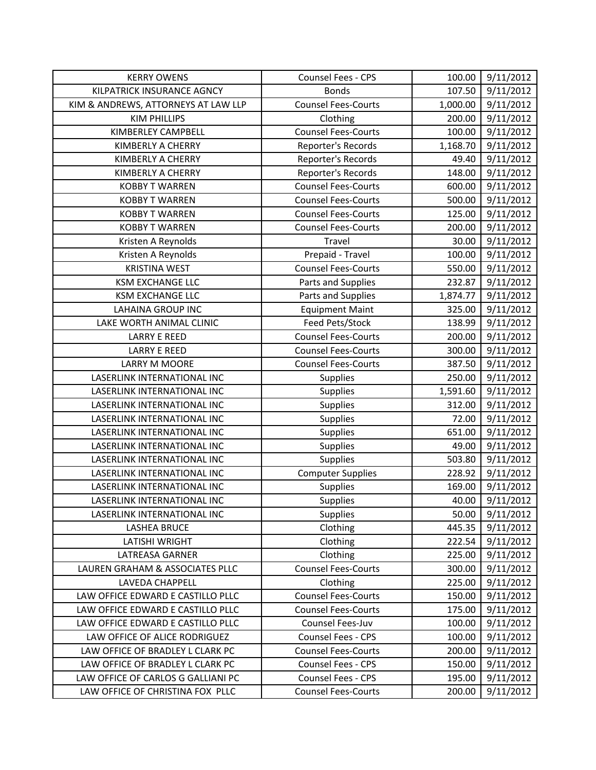| KERRY OWENS | Counsel Fees - CPS | 100.00 | 9/11/2012 |
|---|---|---|---|
| KILPATRICK INSURANCE AGNCY | Bonds | 107.50 | 9/11/2012 |
| KIM & ANDREWS, ATTORNEYS AT LAW LLP | Counsel Fees-Courts | 1,000.00 | 9/11/2012 |
| KIM PHILLIPS | Clothing | 200.00 | 9/11/2012 |
| KIMBERLEY CAMPBELL | Counsel Fees-Courts | 100.00 | 9/11/2012 |
| KIMBERLY A CHERRY | Reporter's Records | 1,168.70 | 9/11/2012 |
| KIMBERLY A CHERRY | Reporter's Records | 49.40 | 9/11/2012 |
| KIMBERLY A CHERRY | Reporter's Records | 148.00 | 9/11/2012 |
| KOBBY T WARREN | Counsel Fees-Courts | 600.00 | 9/11/2012 |
| KOBBY T WARREN | Counsel Fees-Courts | 500.00 | 9/11/2012 |
| KOBBY T WARREN | Counsel Fees-Courts | 125.00 | 9/11/2012 |
| KOBBY T WARREN | Counsel Fees-Courts | 200.00 | 9/11/2012 |
| Kristen A Reynolds | Travel | 30.00 | 9/11/2012 |
| Kristen A Reynolds | Prepaid - Travel | 100.00 | 9/11/2012 |
| KRISTINA WEST | Counsel Fees-Courts | 550.00 | 9/11/2012 |
| KSM EXCHANGE LLC | Parts and Supplies | 232.87 | 9/11/2012 |
| KSM EXCHANGE LLC | Parts and Supplies | 1,874.77 | 9/11/2012 |
| LAHAINA GROUP INC | Equipment Maint | 325.00 | 9/11/2012 |
| LAKE WORTH ANIMAL CLINIC | Feed Pets/Stock | 138.99 | 9/11/2012 |
| LARRY E REED | Counsel Fees-Courts | 200.00 | 9/11/2012 |
| LARRY E REED | Counsel Fees-Courts | 300.00 | 9/11/2012 |
| LARRY M MOORE | Counsel Fees-Courts | 387.50 | 9/11/2012 |
| LASERLINK INTERNATIONAL INC | Supplies | 250.00 | 9/11/2012 |
| LASERLINK INTERNATIONAL INC | Supplies | 1,591.60 | 9/11/2012 |
| LASERLINK INTERNATIONAL INC | Supplies | 312.00 | 9/11/2012 |
| LASERLINK INTERNATIONAL INC | Supplies | 72.00 | 9/11/2012 |
| LASERLINK INTERNATIONAL INC | Supplies | 651.00 | 9/11/2012 |
| LASERLINK INTERNATIONAL INC | Supplies | 49.00 | 9/11/2012 |
| LASERLINK INTERNATIONAL INC | Supplies | 503.80 | 9/11/2012 |
| LASERLINK INTERNATIONAL INC | Computer Supplies | 228.92 | 9/11/2012 |
| LASERLINK INTERNATIONAL INC | Supplies | 169.00 | 9/11/2012 |
| LASERLINK INTERNATIONAL INC | Supplies | 40.00 | 9/11/2012 |
| LASERLINK INTERNATIONAL INC | Supplies | 50.00 | 9/11/2012 |
| LASHEA BRUCE | Clothing | 445.35 | 9/11/2012 |
| LATISHI WRIGHT | Clothing | 222.54 | 9/11/2012 |
| LATREASA GARNER | Clothing | 225.00 | 9/11/2012 |
| LAUREN GRAHAM & ASSOCIATES PLLC | Counsel Fees-Courts | 300.00 | 9/11/2012 |
| LAVEDA CHAPPELL | Clothing | 225.00 | 9/11/2012 |
| LAW OFFICE EDWARD E CASTILLO PLLC | Counsel Fees-Courts | 150.00 | 9/11/2012 |
| LAW OFFICE EDWARD E CASTILLO PLLC | Counsel Fees-Courts | 175.00 | 9/11/2012 |
| LAW OFFICE EDWARD E CASTILLO PLLC | Counsel Fees-Juv | 100.00 | 9/11/2012 |
| LAW OFFICE OF ALICE RODRIGUEZ | Counsel Fees - CPS | 100.00 | 9/11/2012 |
| LAW OFFICE OF BRADLEY L CLARK PC | Counsel Fees-Courts | 200.00 | 9/11/2012 |
| LAW OFFICE OF BRADLEY L CLARK PC | Counsel Fees - CPS | 150.00 | 9/11/2012 |
| LAW OFFICE OF CARLOS G GALLIANI PC | Counsel Fees - CPS | 195.00 | 9/11/2012 |
| LAW OFFICE OF CHRISTINA FOX PLLC | Counsel Fees-Courts | 200.00 | 9/11/2012 |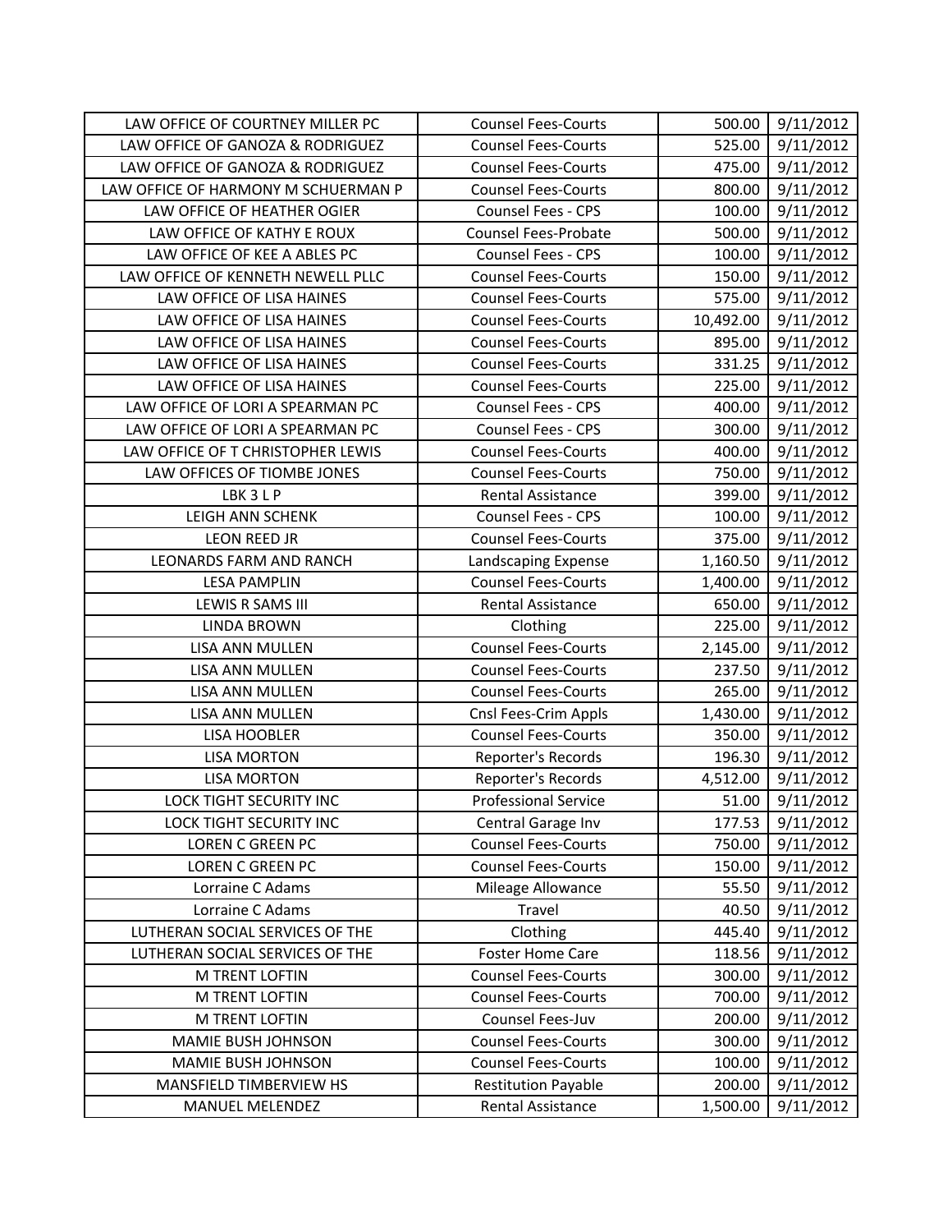| | | | |
|---|---|---|---|
| LAW OFFICE OF COURTNEY MILLER PC | Counsel Fees-Courts | 500.00 | 9/11/2012 |
| LAW OFFICE OF GANOZA & RODRIGUEZ | Counsel Fees-Courts | 525.00 | 9/11/2012 |
| LAW OFFICE OF GANOZA & RODRIGUEZ | Counsel Fees-Courts | 475.00 | 9/11/2012 |
| LAW OFFICE OF HARMONY M SCHUERMAN P | Counsel Fees-Courts | 800.00 | 9/11/2012 |
| LAW OFFICE OF HEATHER OGIER | Counsel Fees - CPS | 100.00 | 9/11/2012 |
| LAW OFFICE OF KATHY E ROUX | Counsel Fees-Probate | 500.00 | 9/11/2012 |
| LAW OFFICE OF KEE A ABLES PC | Counsel Fees - CPS | 100.00 | 9/11/2012 |
| LAW OFFICE OF KENNETH NEWELL PLLC | Counsel Fees-Courts | 150.00 | 9/11/2012 |
| LAW OFFICE OF LISA HAINES | Counsel Fees-Courts | 575.00 | 9/11/2012 |
| LAW OFFICE OF LISA HAINES | Counsel Fees-Courts | 10,492.00 | 9/11/2012 |
| LAW OFFICE OF LISA HAINES | Counsel Fees-Courts | 895.00 | 9/11/2012 |
| LAW OFFICE OF LISA HAINES | Counsel Fees-Courts | 331.25 | 9/11/2012 |
| LAW OFFICE OF LISA HAINES | Counsel Fees-Courts | 225.00 | 9/11/2012 |
| LAW OFFICE OF LORI A SPEARMAN PC | Counsel Fees - CPS | 400.00 | 9/11/2012 |
| LAW OFFICE OF LORI A SPEARMAN PC | Counsel Fees - CPS | 300.00 | 9/11/2012 |
| LAW OFFICE OF T CHRISTOPHER LEWIS | Counsel Fees-Courts | 400.00 | 9/11/2012 |
| LAW OFFICES OF TIOMBE JONES | Counsel Fees-Courts | 750.00 | 9/11/2012 |
| LBK 3 L P | Rental Assistance | 399.00 | 9/11/2012 |
| LEIGH ANN SCHENK | Counsel Fees - CPS | 100.00 | 9/11/2012 |
| LEON REED JR | Counsel Fees-Courts | 375.00 | 9/11/2012 |
| LEONARDS FARM AND RANCH | Landscaping Expense | 1,160.50 | 9/11/2012 |
| LESA PAMPLIN | Counsel Fees-Courts | 1,400.00 | 9/11/2012 |
| LEWIS R SAMS III | Rental Assistance | 650.00 | 9/11/2012 |
| LINDA BROWN | Clothing | 225.00 | 9/11/2012 |
| LISA ANN MULLEN | Counsel Fees-Courts | 2,145.00 | 9/11/2012 |
| LISA ANN MULLEN | Counsel Fees-Courts | 237.50 | 9/11/2012 |
| LISA ANN MULLEN | Counsel Fees-Courts | 265.00 | 9/11/2012 |
| LISA ANN MULLEN | Cnsl Fees-Crim Appls | 1,430.00 | 9/11/2012 |
| LISA HOOBLER | Counsel Fees-Courts | 350.00 | 9/11/2012 |
| LISA MORTON | Reporter's Records | 196.30 | 9/11/2012 |
| LISA MORTON | Reporter's Records | 4,512.00 | 9/11/2012 |
| LOCK TIGHT SECURITY INC | Professional Service | 51.00 | 9/11/2012 |
| LOCK TIGHT SECURITY INC | Central Garage Inv | 177.53 | 9/11/2012 |
| LOREN C GREEN PC | Counsel Fees-Courts | 750.00 | 9/11/2012 |
| LOREN C GREEN PC | Counsel Fees-Courts | 150.00 | 9/11/2012 |
| Lorraine C Adams | Mileage Allowance | 55.50 | 9/11/2012 |
| Lorraine C Adams | Travel | 40.50 | 9/11/2012 |
| LUTHERAN SOCIAL SERVICES OF THE | Clothing | 445.40 | 9/11/2012 |
| LUTHERAN SOCIAL SERVICES OF THE | Foster Home Care | 118.56 | 9/11/2012 |
| M TRENT LOFTIN | Counsel Fees-Courts | 300.00 | 9/11/2012 |
| M TRENT LOFTIN | Counsel Fees-Courts | 700.00 | 9/11/2012 |
| M TRENT LOFTIN | Counsel Fees-Juv | 200.00 | 9/11/2012 |
| MAMIE BUSH JOHNSON | Counsel Fees-Courts | 300.00 | 9/11/2012 |
| MAMIE BUSH JOHNSON | Counsel Fees-Courts | 100.00 | 9/11/2012 |
| MANSFIELD TIMBERVIEW HS | Restitution Payable | 200.00 | 9/11/2012 |
| MANUEL MELENDEZ | Rental Assistance | 1,500.00 | 9/11/2012 |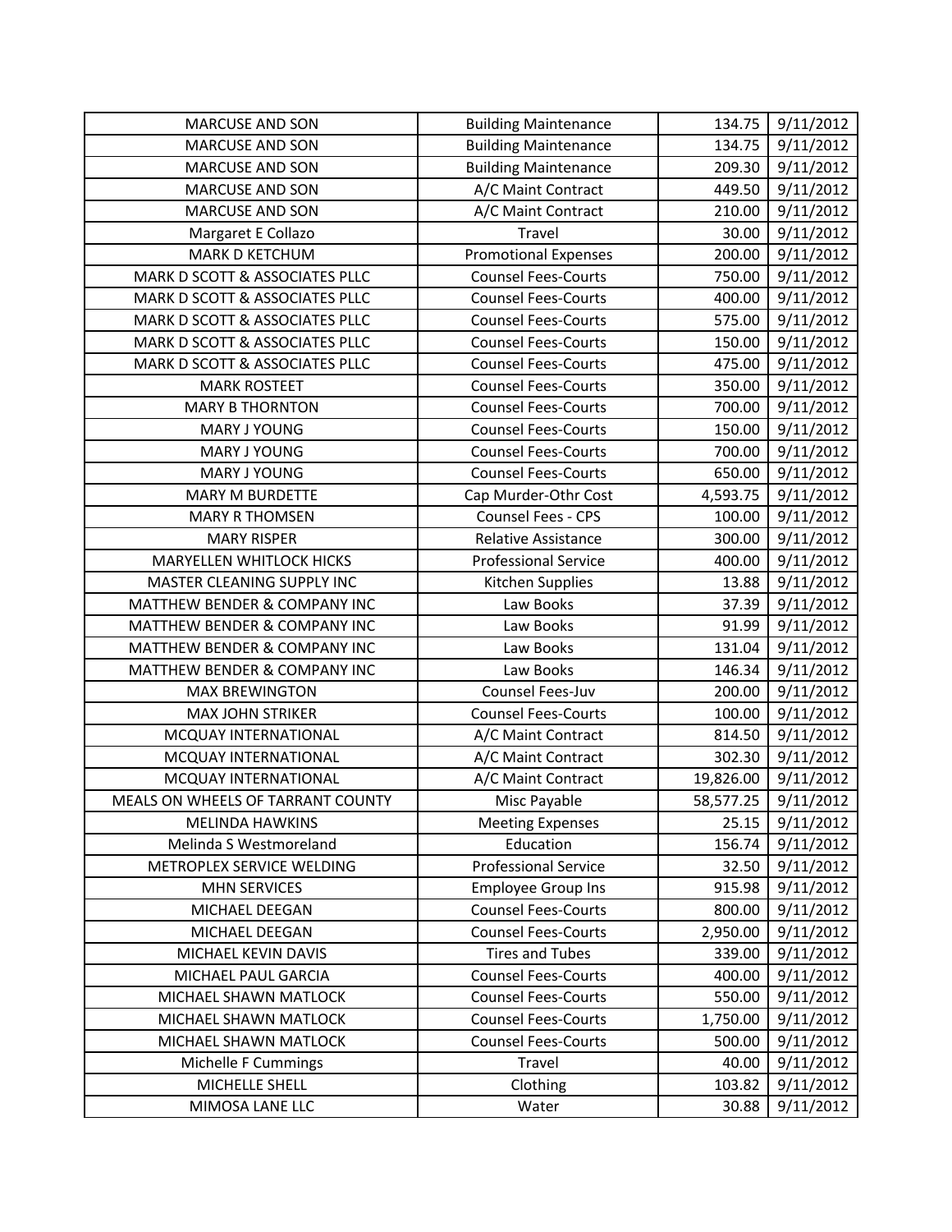| | | | |
|---|---|---|---|
| MARCUSE AND SON | Building Maintenance | 134.75 | 9/11/2012 |
| MARCUSE AND SON | Building Maintenance | 134.75 | 9/11/2012 |
| MARCUSE AND SON | Building Maintenance | 209.30 | 9/11/2012 |
| MARCUSE AND SON | A/C Maint Contract | 449.50 | 9/11/2012 |
| MARCUSE AND SON | A/C Maint Contract | 210.00 | 9/11/2012 |
| Margaret E Collazo | Travel | 30.00 | 9/11/2012 |
| MARK D KETCHUM | Promotional Expenses | 200.00 | 9/11/2012 |
| MARK D SCOTT & ASSOCIATES PLLC | Counsel Fees-Courts | 750.00 | 9/11/2012 |
| MARK D SCOTT & ASSOCIATES PLLC | Counsel Fees-Courts | 400.00 | 9/11/2012 |
| MARK D SCOTT & ASSOCIATES PLLC | Counsel Fees-Courts | 575.00 | 9/11/2012 |
| MARK D SCOTT & ASSOCIATES PLLC | Counsel Fees-Courts | 150.00 | 9/11/2012 |
| MARK D SCOTT & ASSOCIATES PLLC | Counsel Fees-Courts | 475.00 | 9/11/2012 |
| MARK ROSTEET | Counsel Fees-Courts | 350.00 | 9/11/2012 |
| MARY B THORNTON | Counsel Fees-Courts | 700.00 | 9/11/2012 |
| MARY J YOUNG | Counsel Fees-Courts | 150.00 | 9/11/2012 |
| MARY J YOUNG | Counsel Fees-Courts | 700.00 | 9/11/2012 |
| MARY J YOUNG | Counsel Fees-Courts | 650.00 | 9/11/2012 |
| MARY M BURDETTE | Cap Murder-Othr Cost | 4,593.75 | 9/11/2012 |
| MARY R THOMSEN | Counsel Fees - CPS | 100.00 | 9/11/2012 |
| MARY RISPER | Relative Assistance | 300.00 | 9/11/2012 |
| MARYELLEN WHITLOCK HICKS | Professional Service | 400.00 | 9/11/2012 |
| MASTER CLEANING SUPPLY INC | Kitchen Supplies | 13.88 | 9/11/2012 |
| MATTHEW BENDER & COMPANY INC | Law Books | 37.39 | 9/11/2012 |
| MATTHEW BENDER & COMPANY INC | Law Books | 91.99 | 9/11/2012 |
| MATTHEW BENDER & COMPANY INC | Law Books | 131.04 | 9/11/2012 |
| MATTHEW BENDER & COMPANY INC | Law Books | 146.34 | 9/11/2012 |
| MAX BREWINGTON | Counsel Fees-Juv | 200.00 | 9/11/2012 |
| MAX JOHN STRIKER | Counsel Fees-Courts | 100.00 | 9/11/2012 |
| MCQUAY INTERNATIONAL | A/C Maint Contract | 814.50 | 9/11/2012 |
| MCQUAY INTERNATIONAL | A/C Maint Contract | 302.30 | 9/11/2012 |
| MCQUAY INTERNATIONAL | A/C Maint Contract | 19,826.00 | 9/11/2012 |
| MEALS ON WHEELS OF TARRANT COUNTY | Misc Payable | 58,577.25 | 9/11/2012 |
| MELINDA HAWKINS | Meeting Expenses | 25.15 | 9/11/2012 |
| Melinda S Westmoreland | Education | 156.74 | 9/11/2012 |
| METROPLEX SERVICE WELDING | Professional Service | 32.50 | 9/11/2012 |
| MHN SERVICES | Employee Group Ins | 915.98 | 9/11/2012 |
| MICHAEL DEEGAN | Counsel Fees-Courts | 800.00 | 9/11/2012 |
| MICHAEL DEEGAN | Counsel Fees-Courts | 2,950.00 | 9/11/2012 |
| MICHAEL KEVIN DAVIS | Tires and Tubes | 339.00 | 9/11/2012 |
| MICHAEL PAUL GARCIA | Counsel Fees-Courts | 400.00 | 9/11/2012 |
| MICHAEL SHAWN MATLOCK | Counsel Fees-Courts | 550.00 | 9/11/2012 |
| MICHAEL SHAWN MATLOCK | Counsel Fees-Courts | 1,750.00 | 9/11/2012 |
| MICHAEL SHAWN MATLOCK | Counsel Fees-Courts | 500.00 | 9/11/2012 |
| Michelle F Cummings | Travel | 40.00 | 9/11/2012 |
| MICHELLE SHELL | Clothing | 103.82 | 9/11/2012 |
| MIMOSA LANE LLC | Water | 30.88 | 9/11/2012 |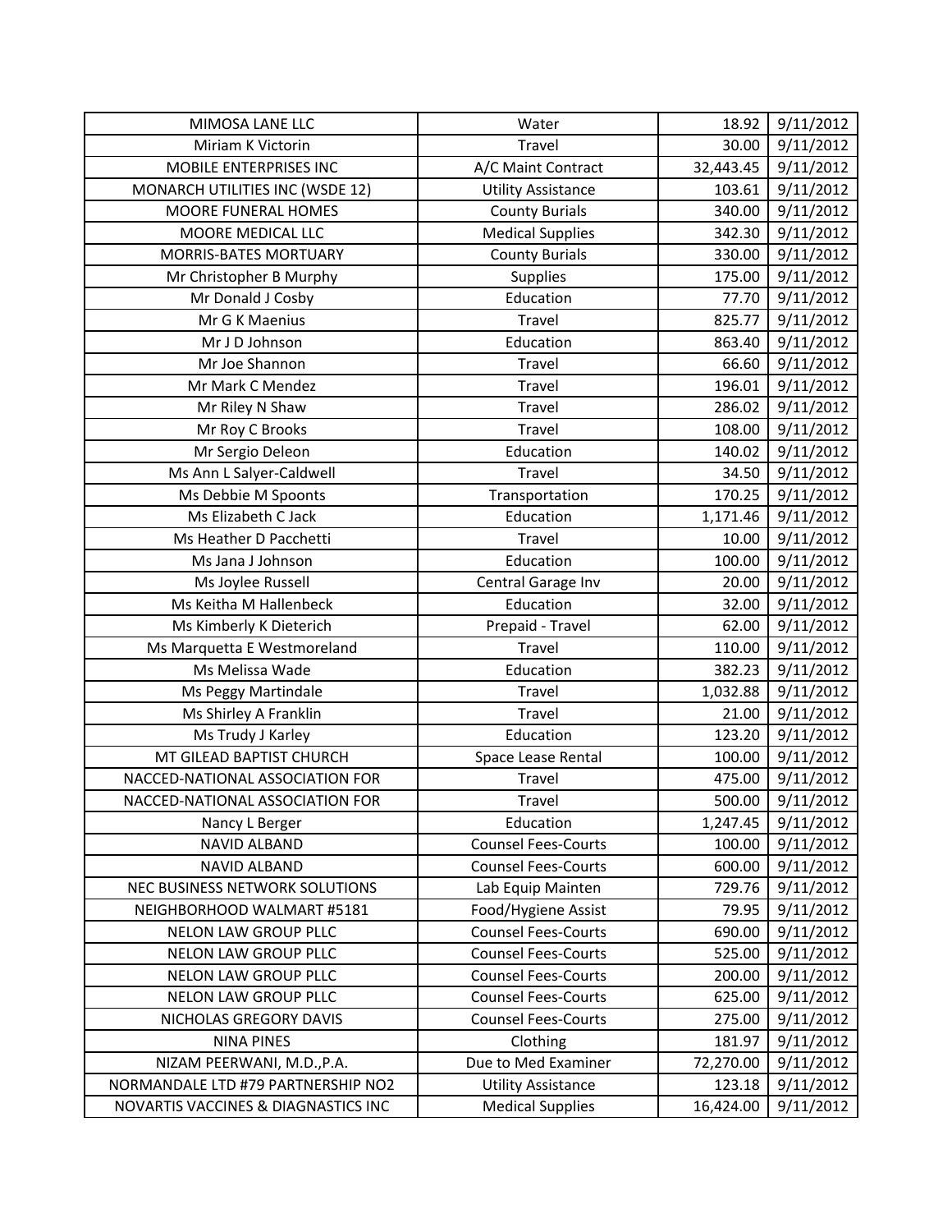| MIMOSA LANE LLC | Water | 18.92 | 9/11/2012 |
|---|---|---|---|
| Miriam K Victorin | Travel | 30.00 | 9/11/2012 |
| MOBILE ENTERPRISES INC | A/C Maint Contract | 32,443.45 | 9/11/2012 |
| MONARCH UTILITIES INC (WSDE 12) | Utility Assistance | 103.61 | 9/11/2012 |
| MOORE FUNERAL HOMES | County Burials | 340.00 | 9/11/2012 |
| MOORE MEDICAL LLC | Medical Supplies | 342.30 | 9/11/2012 |
| MORRIS-BATES MORTUARY | County Burials | 330.00 | 9/11/2012 |
| Mr Christopher B Murphy | Supplies | 175.00 | 9/11/2012 |
| Mr Donald J Cosby | Education | 77.70 | 9/11/2012 |
| Mr G K Maenius | Travel | 825.77 | 9/11/2012 |
| Mr J D Johnson | Education | 863.40 | 9/11/2012 |
| Mr Joe Shannon | Travel | 66.60 | 9/11/2012 |
| Mr Mark C Mendez | Travel | 196.01 | 9/11/2012 |
| Mr Riley N Shaw | Travel | 286.02 | 9/11/2012 |
| Mr Roy C Brooks | Travel | 108.00 | 9/11/2012 |
| Mr Sergio Deleon | Education | 140.02 | 9/11/2012 |
| Ms Ann L Salyer-Caldwell | Travel | 34.50 | 9/11/2012 |
| Ms Debbie M Spoonts | Transportation | 170.25 | 9/11/2012 |
| Ms Elizabeth C Jack | Education | 1,171.46 | 9/11/2012 |
| Ms Heather D Pacchetti | Travel | 10.00 | 9/11/2012 |
| Ms Jana J Johnson | Education | 100.00 | 9/11/2012 |
| Ms Joylee Russell | Central Garage Inv | 20.00 | 9/11/2012 |
| Ms Keitha M Hallenbeck | Education | 32.00 | 9/11/2012 |
| Ms Kimberly K Dieterich | Prepaid - Travel | 62.00 | 9/11/2012 |
| Ms Marquetta E Westmoreland | Travel | 110.00 | 9/11/2012 |
| Ms Melissa Wade | Education | 382.23 | 9/11/2012 |
| Ms Peggy Martindale | Travel | 1,032.88 | 9/11/2012 |
| Ms Shirley A Franklin | Travel | 21.00 | 9/11/2012 |
| Ms Trudy J Karley | Education | 123.20 | 9/11/2012 |
| MT GILEAD BAPTIST CHURCH | Space Lease Rental | 100.00 | 9/11/2012 |
| NACCED-NATIONAL ASSOCIATION FOR | Travel | 475.00 | 9/11/2012 |
| NACCED-NATIONAL ASSOCIATION FOR | Travel | 500.00 | 9/11/2012 |
| Nancy L Berger | Education | 1,247.45 | 9/11/2012 |
| NAVID ALBAND | Counsel Fees-Courts | 100.00 | 9/11/2012 |
| NAVID ALBAND | Counsel Fees-Courts | 600.00 | 9/11/2012 |
| NEC BUSINESS NETWORK SOLUTIONS | Lab Equip Mainten | 729.76 | 9/11/2012 |
| NEIGHBORHOOD WALMART #5181 | Food/Hygiene Assist | 79.95 | 9/11/2012 |
| NELON LAW GROUP PLLC | Counsel Fees-Courts | 690.00 | 9/11/2012 |
| NELON LAW GROUP PLLC | Counsel Fees-Courts | 525.00 | 9/11/2012 |
| NELON LAW GROUP PLLC | Counsel Fees-Courts | 200.00 | 9/11/2012 |
| NELON LAW GROUP PLLC | Counsel Fees-Courts | 625.00 | 9/11/2012 |
| NICHOLAS GREGORY DAVIS | Counsel Fees-Courts | 275.00 | 9/11/2012 |
| NINA PINES | Clothing | 181.97 | 9/11/2012 |
| NIZAM PEERWANI, M.D.,P.A. | Due to Med Examiner | 72,270.00 | 9/11/2012 |
| NORMANDALE LTD #79 PARTNERSHIP NO2 | Utility Assistance | 123.18 | 9/11/2012 |
| NOVARTIS VACCINES & DIAGNASTICS INC | Medical Supplies | 16,424.00 | 9/11/2012 |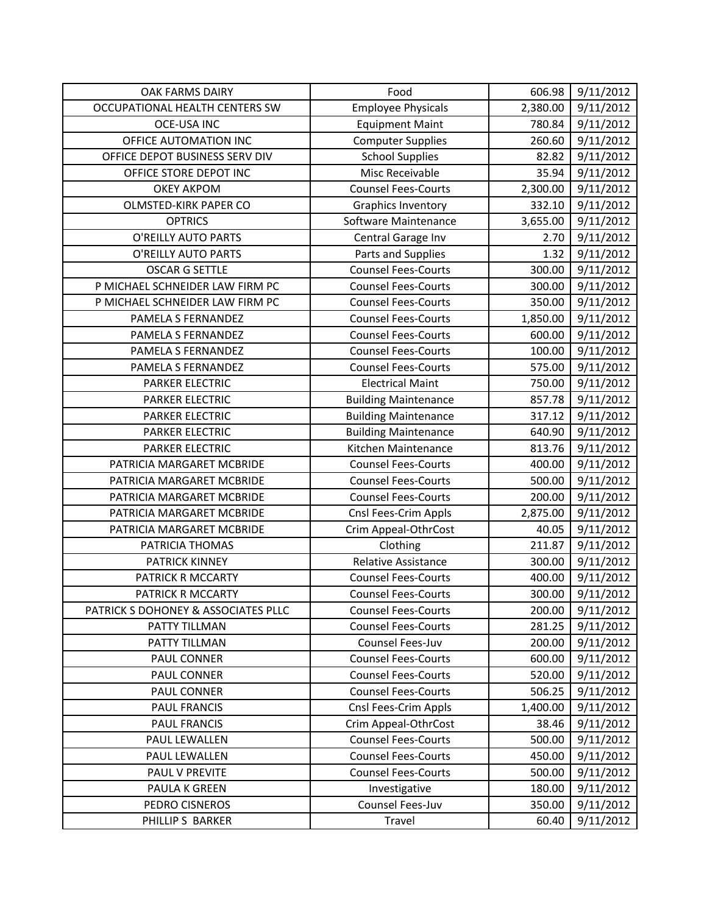| OAK FARMS DAIRY | Food | 606.98 | 9/11/2012 |
|---|---|---|---|
| OCCUPATIONAL HEALTH CENTERS SW | Employee Physicals | 2,380.00 | 9/11/2012 |
| OCE-USA INC | Equipment Maint | 780.84 | 9/11/2012 |
| OFFICE AUTOMATION INC | Computer Supplies | 260.60 | 9/11/2012 |
| OFFICE DEPOT BUSINESS SERV DIV | School Supplies | 82.82 | 9/11/2012 |
| OFFICE STORE DEPOT INC | Misc Receivable | 35.94 | 9/11/2012 |
| OKEY AKPOM | Counsel Fees-Courts | 2,300.00 | 9/11/2012 |
| OLMSTED-KIRK PAPER CO | Graphics Inventory | 332.10 | 9/11/2012 |
| OPTRICS | Software Maintenance | 3,655.00 | 9/11/2012 |
| O'REILLY AUTO PARTS | Central Garage Inv | 2.70 | 9/11/2012 |
| O'REILLY AUTO PARTS | Parts and Supplies | 1.32 | 9/11/2012 |
| OSCAR G SETTLE | Counsel Fees-Courts | 300.00 | 9/11/2012 |
| P MICHAEL SCHNEIDER LAW FIRM PC | Counsel Fees-Courts | 300.00 | 9/11/2012 |
| P MICHAEL SCHNEIDER LAW FIRM PC | Counsel Fees-Courts | 350.00 | 9/11/2012 |
| PAMELA S FERNANDEZ | Counsel Fees-Courts | 1,850.00 | 9/11/2012 |
| PAMELA S FERNANDEZ | Counsel Fees-Courts | 600.00 | 9/11/2012 |
| PAMELA S FERNANDEZ | Counsel Fees-Courts | 100.00 | 9/11/2012 |
| PAMELA S FERNANDEZ | Counsel Fees-Courts | 575.00 | 9/11/2012 |
| PARKER ELECTRIC | Electrical Maint | 750.00 | 9/11/2012 |
| PARKER ELECTRIC | Building Maintenance | 857.78 | 9/11/2012 |
| PARKER ELECTRIC | Building Maintenance | 317.12 | 9/11/2012 |
| PARKER ELECTRIC | Building Maintenance | 640.90 | 9/11/2012 |
| PARKER ELECTRIC | Kitchen Maintenance | 813.76 | 9/11/2012 |
| PATRICIA MARGARET MCBRIDE | Counsel Fees-Courts | 400.00 | 9/11/2012 |
| PATRICIA MARGARET MCBRIDE | Counsel Fees-Courts | 500.00 | 9/11/2012 |
| PATRICIA MARGARET MCBRIDE | Counsel Fees-Courts | 200.00 | 9/11/2012 |
| PATRICIA MARGARET MCBRIDE | Cnsl Fees-Crim Appls | 2,875.00 | 9/11/2012 |
| PATRICIA MARGARET MCBRIDE | Crim Appeal-OthrCost | 40.05 | 9/11/2012 |
| PATRICIA THOMAS | Clothing | 211.87 | 9/11/2012 |
| PATRICK KINNEY | Relative Assistance | 300.00 | 9/11/2012 |
| PATRICK R MCCARTY | Counsel Fees-Courts | 400.00 | 9/11/2012 |
| PATRICK R MCCARTY | Counsel Fees-Courts | 300.00 | 9/11/2012 |
| PATRICK S DOHONEY & ASSOCIATES PLLC | Counsel Fees-Courts | 200.00 | 9/11/2012 |
| PATTY TILLMAN | Counsel Fees-Courts | 281.25 | 9/11/2012 |
| PATTY TILLMAN | Counsel Fees-Juv | 200.00 | 9/11/2012 |
| PAUL CONNER | Counsel Fees-Courts | 600.00 | 9/11/2012 |
| PAUL CONNER | Counsel Fees-Courts | 520.00 | 9/11/2012 |
| PAUL CONNER | Counsel Fees-Courts | 506.25 | 9/11/2012 |
| PAUL FRANCIS | Cnsl Fees-Crim Appls | 1,400.00 | 9/11/2012 |
| PAUL FRANCIS | Crim Appeal-OthrCost | 38.46 | 9/11/2012 |
| PAUL LEWALLEN | Counsel Fees-Courts | 500.00 | 9/11/2012 |
| PAUL LEWALLEN | Counsel Fees-Courts | 450.00 | 9/11/2012 |
| PAUL V PREVITE | Counsel Fees-Courts | 500.00 | 9/11/2012 |
| PAULA K GREEN | Investigative | 180.00 | 9/11/2012 |
| PEDRO CISNEROS | Counsel Fees-Juv | 350.00 | 9/11/2012 |
| PHILLIP S BARKER | Travel | 60.40 | 9/11/2012 |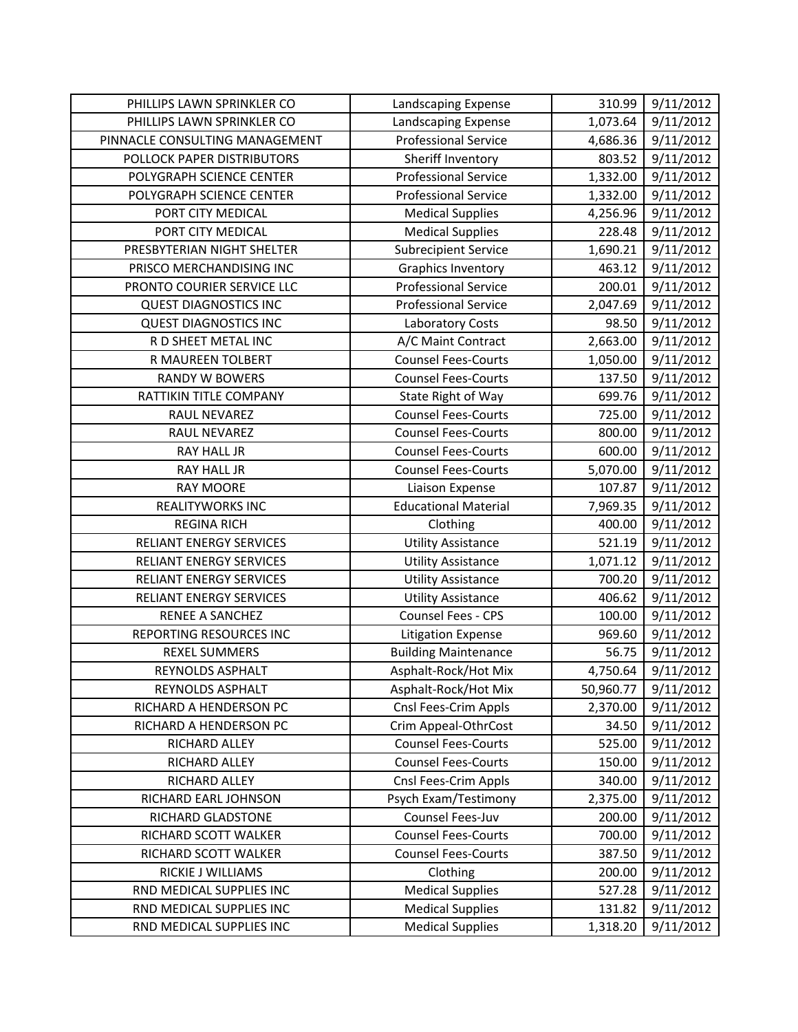| | | | |
|---|---|---|---|
| PHILLIPS LAWN SPRINKLER CO | Landscaping Expense | 310.99 | 9/11/2012 |
| PHILLIPS LAWN SPRINKLER CO | Landscaping Expense | 1,073.64 | 9/11/2012 |
| PINNACLE CONSULTING MANAGEMENT | Professional Service | 4,686.36 | 9/11/2012 |
| POLLOCK PAPER DISTRIBUTORS | Sheriff Inventory | 803.52 | 9/11/2012 |
| POLYGRAPH SCIENCE CENTER | Professional Service | 1,332.00 | 9/11/2012 |
| POLYGRAPH SCIENCE CENTER | Professional Service | 1,332.00 | 9/11/2012 |
| PORT CITY MEDICAL | Medical Supplies | 4,256.96 | 9/11/2012 |
| PORT CITY MEDICAL | Medical Supplies | 228.48 | 9/11/2012 |
| PRESBYTERIAN NIGHT SHELTER | Subrecipient Service | 1,690.21 | 9/11/2012 |
| PRISCO MERCHANDISING INC | Graphics Inventory | 463.12 | 9/11/2012 |
| PRONTO COURIER SERVICE LLC | Professional Service | 200.01 | 9/11/2012 |
| QUEST DIAGNOSTICS INC | Professional Service | 2,047.69 | 9/11/2012 |
| QUEST DIAGNOSTICS INC | Laboratory Costs | 98.50 | 9/11/2012 |
| R D SHEET METAL INC | A/C Maint Contract | 2,663.00 | 9/11/2012 |
| R MAUREEN TOLBERT | Counsel Fees-Courts | 1,050.00 | 9/11/2012 |
| RANDY W BOWERS | Counsel Fees-Courts | 137.50 | 9/11/2012 |
| RATTIKIN TITLE COMPANY | State Right of Way | 699.76 | 9/11/2012 |
| RAUL NEVAREZ | Counsel Fees-Courts | 725.00 | 9/11/2012 |
| RAUL NEVAREZ | Counsel Fees-Courts | 800.00 | 9/11/2012 |
| RAY HALL JR | Counsel Fees-Courts | 600.00 | 9/11/2012 |
| RAY HALL JR | Counsel Fees-Courts | 5,070.00 | 9/11/2012 |
| RAY MOORE | Liaison Expense | 107.87 | 9/11/2012 |
| REALITYWORKS INC | Educational Material | 7,969.35 | 9/11/2012 |
| REGINA RICH | Clothing | 400.00 | 9/11/2012 |
| RELIANT ENERGY SERVICES | Utility Assistance | 521.19 | 9/11/2012 |
| RELIANT ENERGY SERVICES | Utility Assistance | 1,071.12 | 9/11/2012 |
| RELIANT ENERGY SERVICES | Utility Assistance | 700.20 | 9/11/2012 |
| RELIANT ENERGY SERVICES | Utility Assistance | 406.62 | 9/11/2012 |
| RENEE A SANCHEZ | Counsel Fees - CPS | 100.00 | 9/11/2012 |
| REPORTING RESOURCES INC | Litigation Expense | 969.60 | 9/11/2012 |
| REXEL SUMMERS | Building Maintenance | 56.75 | 9/11/2012 |
| REYNOLDS ASPHALT | Asphalt-Rock/Hot Mix | 4,750.64 | 9/11/2012 |
| REYNOLDS ASPHALT | Asphalt-Rock/Hot Mix | 50,960.77 | 9/11/2012 |
| RICHARD A HENDERSON PC | Cnsl Fees-Crim Appls | 2,370.00 | 9/11/2012 |
| RICHARD A HENDERSON PC | Crim Appeal-OthrCost | 34.50 | 9/11/2012 |
| RICHARD ALLEY | Counsel Fees-Courts | 525.00 | 9/11/2012 |
| RICHARD ALLEY | Counsel Fees-Courts | 150.00 | 9/11/2012 |
| RICHARD ALLEY | Cnsl Fees-Crim Appls | 340.00 | 9/11/2012 |
| RICHARD EARL JOHNSON | Psych Exam/Testimony | 2,375.00 | 9/11/2012 |
| RICHARD GLADSTONE | Counsel Fees-Juv | 200.00 | 9/11/2012 |
| RICHARD SCOTT WALKER | Counsel Fees-Courts | 700.00 | 9/11/2012 |
| RICHARD SCOTT WALKER | Counsel Fees-Courts | 387.50 | 9/11/2012 |
| RICKIE J WILLIAMS | Clothing | 200.00 | 9/11/2012 |
| RND MEDICAL SUPPLIES INC | Medical Supplies | 527.28 | 9/11/2012 |
| RND MEDICAL SUPPLIES INC | Medical Supplies | 131.82 | 9/11/2012 |
| RND MEDICAL SUPPLIES INC | Medical Supplies | 1,318.20 | 9/11/2012 |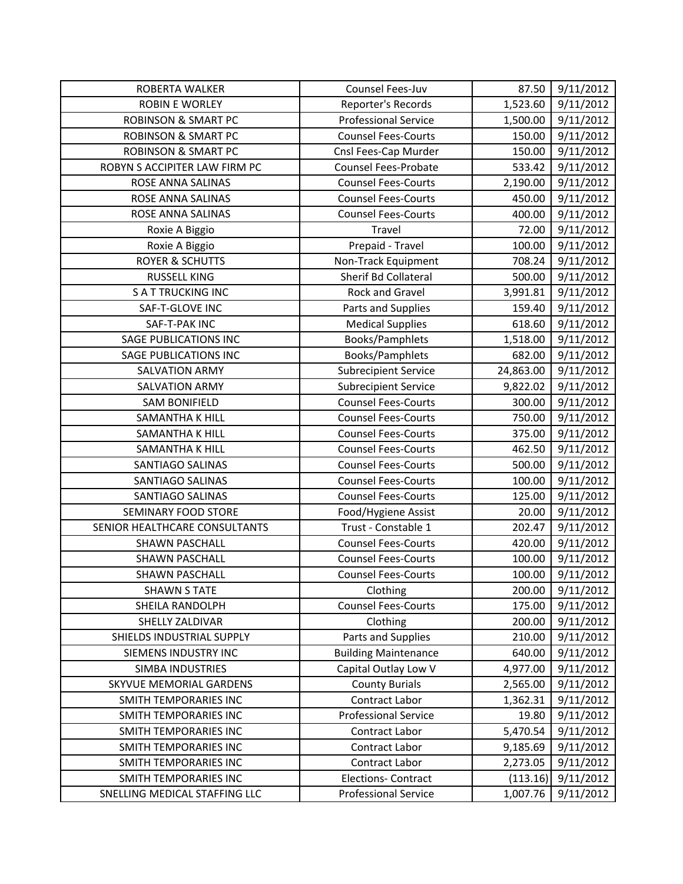| ROBERTA WALKER | Counsel Fees-Juv | 87.50 | 9/11/2012 |
|---|---|---|---|
| ROBIN E WORLEY | Reporter's Records | 1,523.60 | 9/11/2012 |
| ROBINSON & SMART PC | Professional Service | 1,500.00 | 9/11/2012 |
| ROBINSON & SMART PC | Counsel Fees-Courts | 150.00 | 9/11/2012 |
| ROBINSON & SMART PC | Cnsl Fees-Cap Murder | 150.00 | 9/11/2012 |
| ROBYN S ACCIPITER LAW FIRM PC | Counsel Fees-Probate | 533.42 | 9/11/2012 |
| ROSE ANNA SALINAS | Counsel Fees-Courts | 2,190.00 | 9/11/2012 |
| ROSE ANNA SALINAS | Counsel Fees-Courts | 450.00 | 9/11/2012 |
| ROSE ANNA SALINAS | Counsel Fees-Courts | 400.00 | 9/11/2012 |
| Roxie A Biggio | Travel | 72.00 | 9/11/2012 |
| Roxie A Biggio | Prepaid - Travel | 100.00 | 9/11/2012 |
| ROYER & SCHUTTS | Non-Track Equipment | 708.24 | 9/11/2012 |
| RUSSELL KING | Sherif Bd Collateral | 500.00 | 9/11/2012 |
| S A T TRUCKING INC | Rock and Gravel | 3,991.81 | 9/11/2012 |
| SAF-T-GLOVE INC | Parts and Supplies | 159.40 | 9/11/2012 |
| SAF-T-PAK INC | Medical Supplies | 618.60 | 9/11/2012 |
| SAGE PUBLICATIONS INC | Books/Pamphlets | 1,518.00 | 9/11/2012 |
| SAGE PUBLICATIONS INC | Books/Pamphlets | 682.00 | 9/11/2012 |
| SALVATION ARMY | Subrecipient Service | 24,863.00 | 9/11/2012 |
| SALVATION ARMY | Subrecipient Service | 9,822.02 | 9/11/2012 |
| SAM BONIFIELD | Counsel Fees-Courts | 300.00 | 9/11/2012 |
| SAMANTHA K HILL | Counsel Fees-Courts | 750.00 | 9/11/2012 |
| SAMANTHA K HILL | Counsel Fees-Courts | 375.00 | 9/11/2012 |
| SAMANTHA K HILL | Counsel Fees-Courts | 462.50 | 9/11/2012 |
| SANTIAGO SALINAS | Counsel Fees-Courts | 500.00 | 9/11/2012 |
| SANTIAGO SALINAS | Counsel Fees-Courts | 100.00 | 9/11/2012 |
| SANTIAGO SALINAS | Counsel Fees-Courts | 125.00 | 9/11/2012 |
| SEMINARY FOOD STORE | Food/Hygiene Assist | 20.00 | 9/11/2012 |
| SENIOR HEALTHCARE CONSULTANTS | Trust - Constable 1 | 202.47 | 9/11/2012 |
| SHAWN PASCHALL | Counsel Fees-Courts | 420.00 | 9/11/2012 |
| SHAWN PASCHALL | Counsel Fees-Courts | 100.00 | 9/11/2012 |
| SHAWN PASCHALL | Counsel Fees-Courts | 100.00 | 9/11/2012 |
| SHAWN S TATE | Clothing | 200.00 | 9/11/2012 |
| SHEILA RANDOLPH | Counsel Fees-Courts | 175.00 | 9/11/2012 |
| SHELLY ZALDIVAR | Clothing | 200.00 | 9/11/2012 |
| SHIELDS INDUSTRIAL SUPPLY | Parts and Supplies | 210.00 | 9/11/2012 |
| SIEMENS INDUSTRY INC | Building Maintenance | 640.00 | 9/11/2012 |
| SIMBA INDUSTRIES | Capital Outlay Low V | 4,977.00 | 9/11/2012 |
| SKYVUE MEMORIAL GARDENS | County Burials | 2,565.00 | 9/11/2012 |
| SMITH TEMPORARIES INC | Contract Labor | 1,362.31 | 9/11/2012 |
| SMITH TEMPORARIES INC | Professional Service | 19.80 | 9/11/2012 |
| SMITH TEMPORARIES INC | Contract Labor | 5,470.54 | 9/11/2012 |
| SMITH TEMPORARIES INC | Contract Labor | 9,185.69 | 9/11/2012 |
| SMITH TEMPORARIES INC | Contract Labor | 2,273.05 | 9/11/2012 |
| SMITH TEMPORARIES INC | Elections- Contract | (113.16) | 9/11/2012 |
| SNELLING MEDICAL STAFFING LLC | Professional Service | 1,007.76 | 9/11/2012 |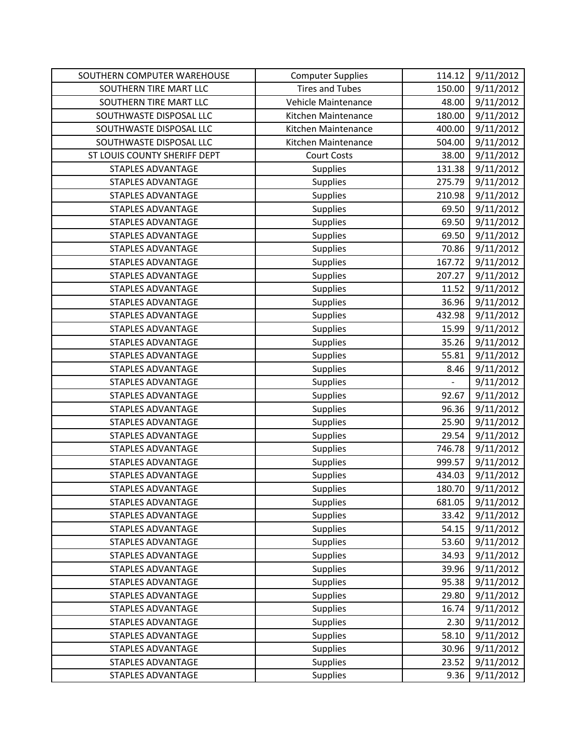| | | | |
|---|---|---|---|
| SOUTHERN COMPUTER WAREHOUSE | Computer Supplies | 114.12 | 9/11/2012 |
| SOUTHERN TIRE MART LLC | Tires and Tubes | 150.00 | 9/11/2012 |
| SOUTHERN TIRE MART LLC | Vehicle Maintenance | 48.00 | 9/11/2012 |
| SOUTHWASTE DISPOSAL LLC | Kitchen Maintenance | 180.00 | 9/11/2012 |
| SOUTHWASTE DISPOSAL LLC | Kitchen Maintenance | 400.00 | 9/11/2012 |
| SOUTHWASTE DISPOSAL LLC | Kitchen Maintenance | 504.00 | 9/11/2012 |
| ST LOUIS COUNTY SHERIFF DEPT | Court Costs | 38.00 | 9/11/2012 |
| STAPLES ADVANTAGE | Supplies | 131.38 | 9/11/2012 |
| STAPLES ADVANTAGE | Supplies | 275.79 | 9/11/2012 |
| STAPLES ADVANTAGE | Supplies | 210.98 | 9/11/2012 |
| STAPLES ADVANTAGE | Supplies | 69.50 | 9/11/2012 |
| STAPLES ADVANTAGE | Supplies | 69.50 | 9/11/2012 |
| STAPLES ADVANTAGE | Supplies | 69.50 | 9/11/2012 |
| STAPLES ADVANTAGE | Supplies | 70.86 | 9/11/2012 |
| STAPLES ADVANTAGE | Supplies | 167.72 | 9/11/2012 |
| STAPLES ADVANTAGE | Supplies | 207.27 | 9/11/2012 |
| STAPLES ADVANTAGE | Supplies | 11.52 | 9/11/2012 |
| STAPLES ADVANTAGE | Supplies | 36.96 | 9/11/2012 |
| STAPLES ADVANTAGE | Supplies | 432.98 | 9/11/2012 |
| STAPLES ADVANTAGE | Supplies | 15.99 | 9/11/2012 |
| STAPLES ADVANTAGE | Supplies | 35.26 | 9/11/2012 |
| STAPLES ADVANTAGE | Supplies | 55.81 | 9/11/2012 |
| STAPLES ADVANTAGE | Supplies | 8.46 | 9/11/2012 |
| STAPLES ADVANTAGE | Supplies | - | 9/11/2012 |
| STAPLES ADVANTAGE | Supplies | 92.67 | 9/11/2012 |
| STAPLES ADVANTAGE | Supplies | 96.36 | 9/11/2012 |
| STAPLES ADVANTAGE | Supplies | 25.90 | 9/11/2012 |
| STAPLES ADVANTAGE | Supplies | 29.54 | 9/11/2012 |
| STAPLES ADVANTAGE | Supplies | 746.78 | 9/11/2012 |
| STAPLES ADVANTAGE | Supplies | 999.57 | 9/11/2012 |
| STAPLES ADVANTAGE | Supplies | 434.03 | 9/11/2012 |
| STAPLES ADVANTAGE | Supplies | 180.70 | 9/11/2012 |
| STAPLES ADVANTAGE | Supplies | 681.05 | 9/11/2012 |
| STAPLES ADVANTAGE | Supplies | 33.42 | 9/11/2012 |
| STAPLES ADVANTAGE | Supplies | 54.15 | 9/11/2012 |
| STAPLES ADVANTAGE | Supplies | 53.60 | 9/11/2012 |
| STAPLES ADVANTAGE | Supplies | 34.93 | 9/11/2012 |
| STAPLES ADVANTAGE | Supplies | 39.96 | 9/11/2012 |
| STAPLES ADVANTAGE | Supplies | 95.38 | 9/11/2012 |
| STAPLES ADVANTAGE | Supplies | 29.80 | 9/11/2012 |
| STAPLES ADVANTAGE | Supplies | 16.74 | 9/11/2012 |
| STAPLES ADVANTAGE | Supplies | 2.30 | 9/11/2012 |
| STAPLES ADVANTAGE | Supplies | 58.10 | 9/11/2012 |
| STAPLES ADVANTAGE | Supplies | 30.96 | 9/11/2012 |
| STAPLES ADVANTAGE | Supplies | 23.52 | 9/11/2012 |
| STAPLES ADVANTAGE | Supplies | 9.36 | 9/11/2012 |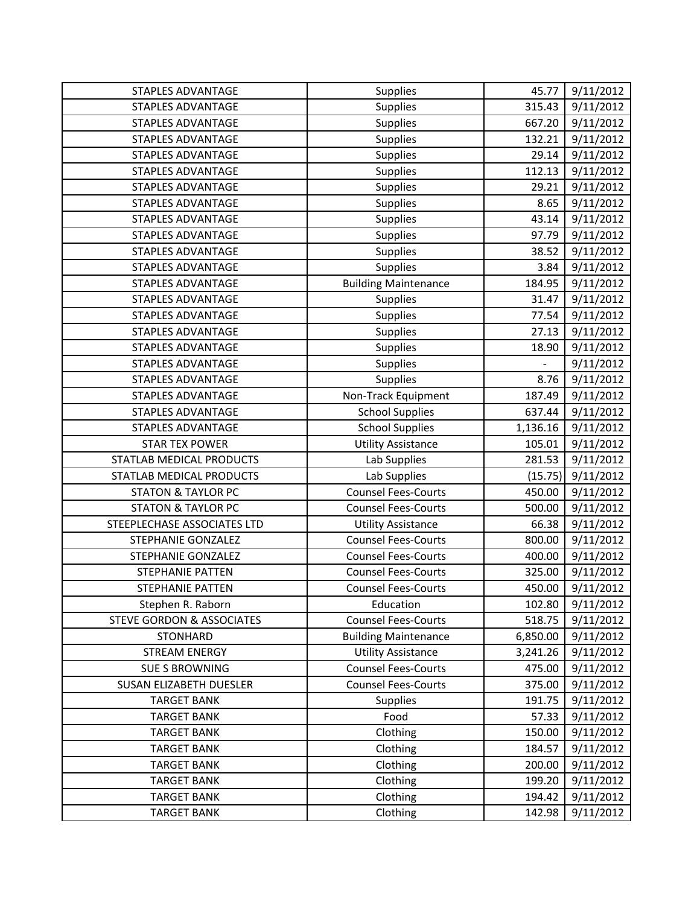| | | | |
|---|---|---|---|
| STAPLES ADVANTAGE | Supplies | 45.77 | 9/11/2012 |
| STAPLES ADVANTAGE | Supplies | 315.43 | 9/11/2012 |
| STAPLES ADVANTAGE | Supplies | 667.20 | 9/11/2012 |
| STAPLES ADVANTAGE | Supplies | 132.21 | 9/11/2012 |
| STAPLES ADVANTAGE | Supplies | 29.14 | 9/11/2012 |
| STAPLES ADVANTAGE | Supplies | 112.13 | 9/11/2012 |
| STAPLES ADVANTAGE | Supplies | 29.21 | 9/11/2012 |
| STAPLES ADVANTAGE | Supplies | 8.65 | 9/11/2012 |
| STAPLES ADVANTAGE | Supplies | 43.14 | 9/11/2012 |
| STAPLES ADVANTAGE | Supplies | 97.79 | 9/11/2012 |
| STAPLES ADVANTAGE | Supplies | 38.52 | 9/11/2012 |
| STAPLES ADVANTAGE | Supplies | 3.84 | 9/11/2012 |
| STAPLES ADVANTAGE | Building Maintenance | 184.95 | 9/11/2012 |
| STAPLES ADVANTAGE | Supplies | 31.47 | 9/11/2012 |
| STAPLES ADVANTAGE | Supplies | 77.54 | 9/11/2012 |
| STAPLES ADVANTAGE | Supplies | 27.13 | 9/11/2012 |
| STAPLES ADVANTAGE | Supplies | 18.90 | 9/11/2012 |
| STAPLES ADVANTAGE | Supplies | - | 9/11/2012 |
| STAPLES ADVANTAGE | Supplies | 8.76 | 9/11/2012 |
| STAPLES ADVANTAGE | Non-Track Equipment | 187.49 | 9/11/2012 |
| STAPLES ADVANTAGE | School Supplies | 637.44 | 9/11/2012 |
| STAPLES ADVANTAGE | School Supplies | 1,136.16 | 9/11/2012 |
| STAR TEX POWER | Utility Assistance | 105.01 | 9/11/2012 |
| STATLAB MEDICAL PRODUCTS | Lab Supplies | 281.53 | 9/11/2012 |
| STATLAB MEDICAL PRODUCTS | Lab Supplies | (15.75) | 9/11/2012 |
| STATON & TAYLOR PC | Counsel Fees-Courts | 450.00 | 9/11/2012 |
| STATON & TAYLOR PC | Counsel Fees-Courts | 500.00 | 9/11/2012 |
| STEEPLECHASE ASSOCIATES LTD | Utility Assistance | 66.38 | 9/11/2012 |
| STEPHANIE GONZALEZ | Counsel Fees-Courts | 800.00 | 9/11/2012 |
| STEPHANIE GONZALEZ | Counsel Fees-Courts | 400.00 | 9/11/2012 |
| STEPHANIE PATTEN | Counsel Fees-Courts | 325.00 | 9/11/2012 |
| STEPHANIE PATTEN | Counsel Fees-Courts | 450.00 | 9/11/2012 |
| Stephen R. Raborn | Education | 102.80 | 9/11/2012 |
| STEVE GORDON & ASSOCIATES | Counsel Fees-Courts | 518.75 | 9/11/2012 |
| STONHARD | Building Maintenance | 6,850.00 | 9/11/2012 |
| STREAM ENERGY | Utility Assistance | 3,241.26 | 9/11/2012 |
| SUE S BROWNING | Counsel Fees-Courts | 475.00 | 9/11/2012 |
| SUSAN ELIZABETH DUESLER | Counsel Fees-Courts | 375.00 | 9/11/2012 |
| TARGET BANK | Supplies | 191.75 | 9/11/2012 |
| TARGET BANK | Food | 57.33 | 9/11/2012 |
| TARGET BANK | Clothing | 150.00 | 9/11/2012 |
| TARGET BANK | Clothing | 184.57 | 9/11/2012 |
| TARGET BANK | Clothing | 200.00 | 9/11/2012 |
| TARGET BANK | Clothing | 199.20 | 9/11/2012 |
| TARGET BANK | Clothing | 194.42 | 9/11/2012 |
| TARGET BANK | Clothing | 142.98 | 9/11/2012 |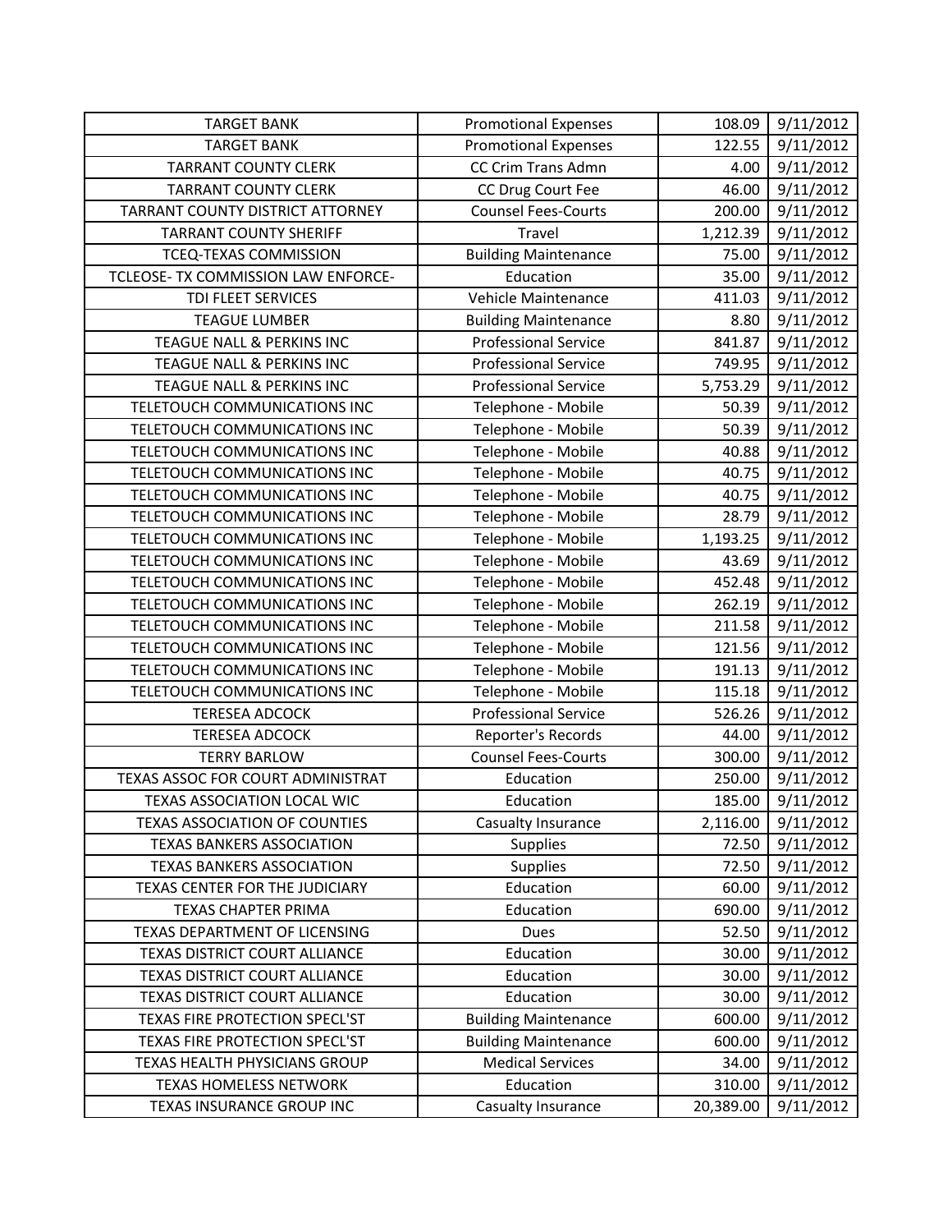| TARGET BANK | Promotional Expenses | 108.09 | 9/11/2012 |
|---|---|---|---|
| TARGET BANK | Promotional Expenses | 122.55 | 9/11/2012 |
| TARRANT COUNTY CLERK | CC Crim Trans Admn | 4.00 | 9/11/2012 |
| TARRANT COUNTY CLERK | CC Drug Court Fee | 46.00 | 9/11/2012 |
| TARRANT COUNTY DISTRICT ATTORNEY | Counsel Fees-Courts | 200.00 | 9/11/2012 |
| TARRANT COUNTY SHERIFF | Travel | 1,212.39 | 9/11/2012 |
| TCEQ-TEXAS COMMISSION | Building Maintenance | 75.00 | 9/11/2012 |
| TCLEOSE- TX COMMISSION LAW ENFORCE- | Education | 35.00 | 9/11/2012 |
| TDI FLEET SERVICES | Vehicle Maintenance | 411.03 | 9/11/2012 |
| TEAGUE LUMBER | Building Maintenance | 8.80 | 9/11/2012 |
| TEAGUE NALL & PERKINS INC | Professional Service | 841.87 | 9/11/2012 |
| TEAGUE NALL & PERKINS INC | Professional Service | 749.95 | 9/11/2012 |
| TEAGUE NALL & PERKINS INC | Professional Service | 5,753.29 | 9/11/2012 |
| TELETOUCH COMMUNICATIONS INC | Telephone - Mobile | 50.39 | 9/11/2012 |
| TELETOUCH COMMUNICATIONS INC | Telephone - Mobile | 50.39 | 9/11/2012 |
| TELETOUCH COMMUNICATIONS INC | Telephone - Mobile | 40.88 | 9/11/2012 |
| TELETOUCH COMMUNICATIONS INC | Telephone - Mobile | 40.75 | 9/11/2012 |
| TELETOUCH COMMUNICATIONS INC | Telephone - Mobile | 40.75 | 9/11/2012 |
| TELETOUCH COMMUNICATIONS INC | Telephone - Mobile | 28.79 | 9/11/2012 |
| TELETOUCH COMMUNICATIONS INC | Telephone - Mobile | 1,193.25 | 9/11/2012 |
| TELETOUCH COMMUNICATIONS INC | Telephone - Mobile | 43.69 | 9/11/2012 |
| TELETOUCH COMMUNICATIONS INC | Telephone - Mobile | 452.48 | 9/11/2012 |
| TELETOUCH COMMUNICATIONS INC | Telephone - Mobile | 262.19 | 9/11/2012 |
| TELETOUCH COMMUNICATIONS INC | Telephone - Mobile | 211.58 | 9/11/2012 |
| TELETOUCH COMMUNICATIONS INC | Telephone - Mobile | 121.56 | 9/11/2012 |
| TELETOUCH COMMUNICATIONS INC | Telephone - Mobile | 191.13 | 9/11/2012 |
| TELETOUCH COMMUNICATIONS INC | Telephone - Mobile | 115.18 | 9/11/2012 |
| TERESEA ADCOCK | Professional Service | 526.26 | 9/11/2012 |
| TERESEA ADCOCK | Reporter's Records | 44.00 | 9/11/2012 |
| TERRY BARLOW | Counsel Fees-Courts | 300.00 | 9/11/2012 |
| TEXAS ASSOC FOR COURT ADMINISTRAT | Education | 250.00 | 9/11/2012 |
| TEXAS ASSOCIATION LOCAL WIC | Education | 185.00 | 9/11/2012 |
| TEXAS ASSOCIATION OF COUNTIES | Casualty Insurance | 2,116.00 | 9/11/2012 |
| TEXAS BANKERS ASSOCIATION | Supplies | 72.50 | 9/11/2012 |
| TEXAS BANKERS ASSOCIATION | Supplies | 72.50 | 9/11/2012 |
| TEXAS CENTER FOR THE JUDICIARY | Education | 60.00 | 9/11/2012 |
| TEXAS CHAPTER PRIMA | Education | 690.00 | 9/11/2012 |
| TEXAS DEPARTMENT OF LICENSING | Dues | 52.50 | 9/11/2012 |
| TEXAS DISTRICT COURT ALLIANCE | Education | 30.00 | 9/11/2012 |
| TEXAS DISTRICT COURT ALLIANCE | Education | 30.00 | 9/11/2012 |
| TEXAS DISTRICT COURT ALLIANCE | Education | 30.00 | 9/11/2012 |
| TEXAS FIRE PROTECTION SPECL'ST | Building Maintenance | 600.00 | 9/11/2012 |
| TEXAS FIRE PROTECTION SPECL'ST | Building Maintenance | 600.00 | 9/11/2012 |
| TEXAS HEALTH PHYSICIANS GROUP | Medical Services | 34.00 | 9/11/2012 |
| TEXAS HOMELESS NETWORK | Education | 310.00 | 9/11/2012 |
| TEXAS INSURANCE GROUP INC | Casualty Insurance | 20,389.00 | 9/11/2012 |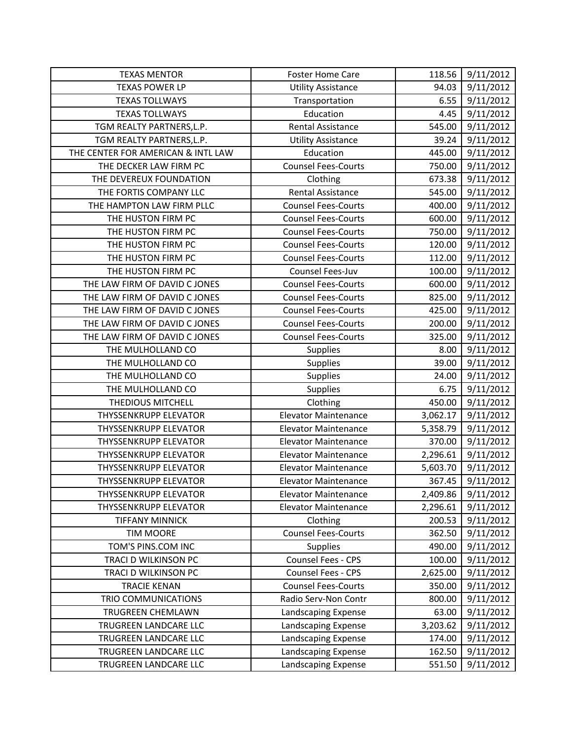| TEXAS MENTOR | Foster Home Care | 118.56 | 9/11/2012 |
|---|---|---|---|
| TEXAS POWER LP | Utility Assistance | 94.03 | 9/11/2012 |
| TEXAS TOLLWAYS | Transportation | 6.55 | 9/11/2012 |
| TEXAS TOLLWAYS | Education | 4.45 | 9/11/2012 |
| TGM REALTY PARTNERS,L.P. | Rental Assistance | 545.00 | 9/11/2012 |
| TGM REALTY PARTNERS,L.P. | Utility Assistance | 39.24 | 9/11/2012 |
| THE CENTER FOR AMERICAN & INTL LAW | Education | 445.00 | 9/11/2012 |
| THE DECKER LAW FIRM PC | Counsel Fees-Courts | 750.00 | 9/11/2012 |
| THE DEVEREUX FOUNDATION | Clothing | 673.38 | 9/11/2012 |
| THE FORTIS COMPANY LLC | Rental Assistance | 545.00 | 9/11/2012 |
| THE HAMPTON LAW FIRM PLLC | Counsel Fees-Courts | 400.00 | 9/11/2012 |
| THE HUSTON FIRM PC | Counsel Fees-Courts | 600.00 | 9/11/2012 |
| THE HUSTON FIRM PC | Counsel Fees-Courts | 750.00 | 9/11/2012 |
| THE HUSTON FIRM PC | Counsel Fees-Courts | 120.00 | 9/11/2012 |
| THE HUSTON FIRM PC | Counsel Fees-Courts | 112.00 | 9/11/2012 |
| THE HUSTON FIRM PC | Counsel Fees-Juv | 100.00 | 9/11/2012 |
| THE LAW FIRM OF DAVID C JONES | Counsel Fees-Courts | 600.00 | 9/11/2012 |
| THE LAW FIRM OF DAVID C JONES | Counsel Fees-Courts | 825.00 | 9/11/2012 |
| THE LAW FIRM OF DAVID C JONES | Counsel Fees-Courts | 425.00 | 9/11/2012 |
| THE LAW FIRM OF DAVID C JONES | Counsel Fees-Courts | 200.00 | 9/11/2012 |
| THE LAW FIRM OF DAVID C JONES | Counsel Fees-Courts | 325.00 | 9/11/2012 |
| THE MULHOLLAND CO | Supplies | 8.00 | 9/11/2012 |
| THE MULHOLLAND CO | Supplies | 39.00 | 9/11/2012 |
| THE MULHOLLAND CO | Supplies | 24.00 | 9/11/2012 |
| THE MULHOLLAND CO | Supplies | 6.75 | 9/11/2012 |
| THEDIOUS MITCHELL | Clothing | 450.00 | 9/11/2012 |
| THYSSENKRUPP ELEVATOR | Elevator Maintenance | 3,062.17 | 9/11/2012 |
| THYSSENKRUPP ELEVATOR | Elevator Maintenance | 5,358.79 | 9/11/2012 |
| THYSSENKRUPP ELEVATOR | Elevator Maintenance | 370.00 | 9/11/2012 |
| THYSSENKRUPP ELEVATOR | Elevator Maintenance | 2,296.61 | 9/11/2012 |
| THYSSENKRUPP ELEVATOR | Elevator Maintenance | 5,603.70 | 9/11/2012 |
| THYSSENKRUPP ELEVATOR | Elevator Maintenance | 367.45 | 9/11/2012 |
| THYSSENKRUPP ELEVATOR | Elevator Maintenance | 2,409.86 | 9/11/2012 |
| THYSSENKRUPP ELEVATOR | Elevator Maintenance | 2,296.61 | 9/11/2012 |
| TIFFANY MINNICK | Clothing | 200.53 | 9/11/2012 |
| TIM MOORE | Counsel Fees-Courts | 362.50 | 9/11/2012 |
| TOM'S PINS.COM INC | Supplies | 490.00 | 9/11/2012 |
| TRACI D WILKINSON PC | Counsel Fees - CPS | 100.00 | 9/11/2012 |
| TRACI D WILKINSON PC | Counsel Fees - CPS | 2,625.00 | 9/11/2012 |
| TRACIE KENAN | Counsel Fees-Courts | 350.00 | 9/11/2012 |
| TRIO COMMUNICATIONS | Radio Serv-Non Contr | 800.00 | 9/11/2012 |
| TRUGREEN CHEMLAWN | Landscaping Expense | 63.00 | 9/11/2012 |
| TRUGREEN LANDCARE LLC | Landscaping Expense | 3,203.62 | 9/11/2012 |
| TRUGREEN LANDCARE LLC | Landscaping Expense | 174.00 | 9/11/2012 |
| TRUGREEN LANDCARE LLC | Landscaping Expense | 162.50 | 9/11/2012 |
| TRUGREEN LANDCARE LLC | Landscaping Expense | 551.50 | 9/11/2012 |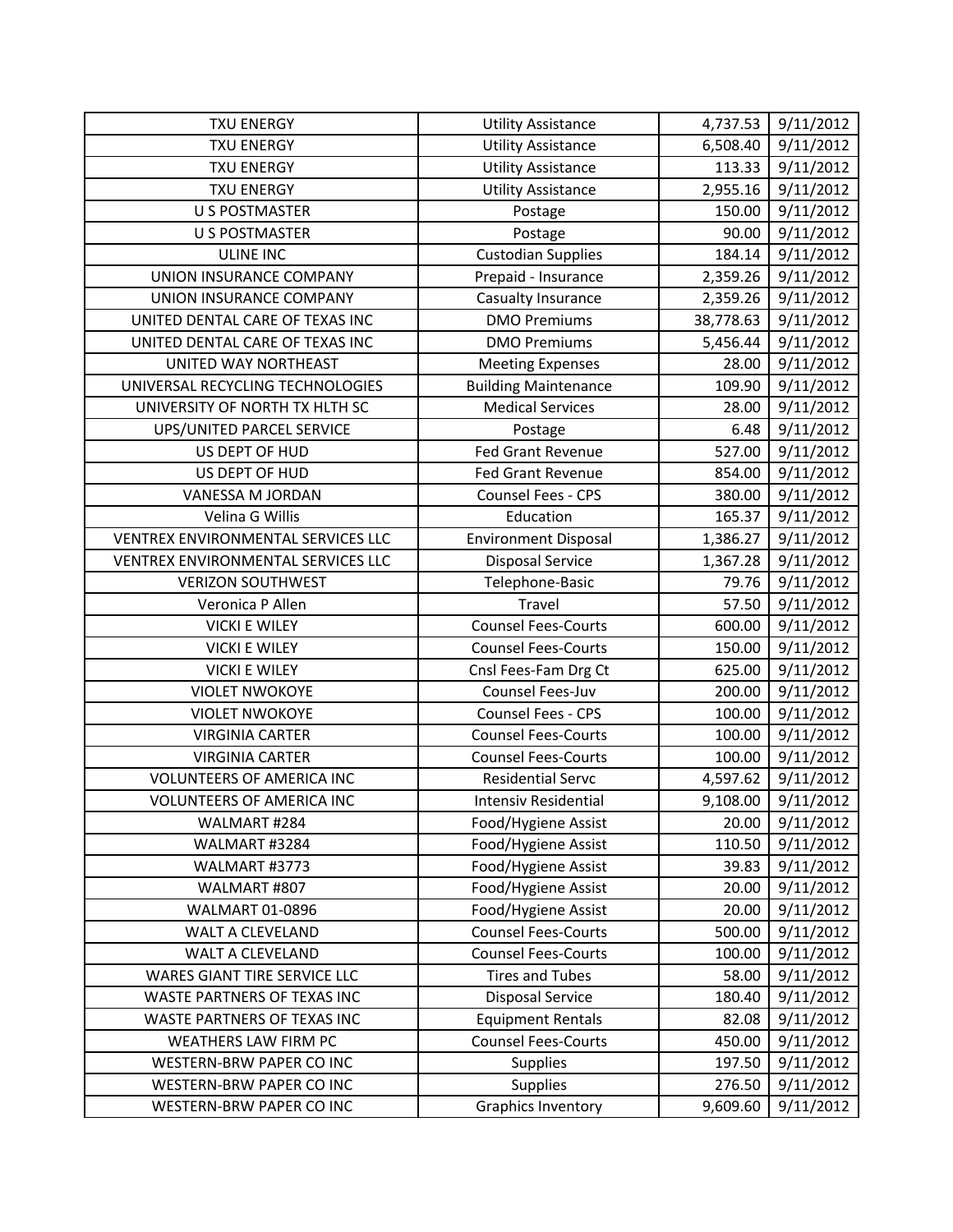| | | | |
|---|---|---|---|
| TXU ENERGY | Utility Assistance | 4,737.53 | 9/11/2012 |
| TXU ENERGY | Utility Assistance | 6,508.40 | 9/11/2012 |
| TXU ENERGY | Utility Assistance | 113.33 | 9/11/2012 |
| TXU ENERGY | Utility Assistance | 2,955.16 | 9/11/2012 |
| U S POSTMASTER | Postage | 150.00 | 9/11/2012 |
| U S POSTMASTER | Postage | 90.00 | 9/11/2012 |
| ULINE INC | Custodian Supplies | 184.14 | 9/11/2012 |
| UNION INSURANCE COMPANY | Prepaid - Insurance | 2,359.26 | 9/11/2012 |
| UNION INSURANCE COMPANY | Casualty Insurance | 2,359.26 | 9/11/2012 |
| UNITED DENTAL CARE OF TEXAS INC | DMO Premiums | 38,778.63 | 9/11/2012 |
| UNITED DENTAL CARE OF TEXAS INC | DMO Premiums | 5,456.44 | 9/11/2012 |
| UNITED WAY NORTHEAST | Meeting Expenses | 28.00 | 9/11/2012 |
| UNIVERSAL RECYCLING TECHNOLOGIES | Building Maintenance | 109.90 | 9/11/2012 |
| UNIVERSITY OF NORTH TX HLTH SC | Medical Services | 28.00 | 9/11/2012 |
| UPS/UNITED PARCEL SERVICE | Postage | 6.48 | 9/11/2012 |
| US DEPT OF HUD | Fed Grant Revenue | 527.00 | 9/11/2012 |
| US DEPT OF HUD | Fed Grant Revenue | 854.00 | 9/11/2012 |
| VANESSA M JORDAN | Counsel Fees - CPS | 380.00 | 9/11/2012 |
| Velina G Willis | Education | 165.37 | 9/11/2012 |
| VENTREX ENVIRONMENTAL SERVICES LLC | Environment Disposal | 1,386.27 | 9/11/2012 |
| VENTREX ENVIRONMENTAL SERVICES LLC | Disposal Service | 1,367.28 | 9/11/2012 |
| VERIZON SOUTHWEST | Telephone-Basic | 79.76 | 9/11/2012 |
| Veronica P Allen | Travel | 57.50 | 9/11/2012 |
| VICKI E WILEY | Counsel Fees-Courts | 600.00 | 9/11/2012 |
| VICKI E WILEY | Counsel Fees-Courts | 150.00 | 9/11/2012 |
| VICKI E WILEY | Cnsl Fees-Fam Drg Ct | 625.00 | 9/11/2012 |
| VIOLET NWOKOYE | Counsel Fees-Juv | 200.00 | 9/11/2012 |
| VIOLET NWOKOYE | Counsel Fees - CPS | 100.00 | 9/11/2012 |
| VIRGINIA CARTER | Counsel Fees-Courts | 100.00 | 9/11/2012 |
| VIRGINIA CARTER | Counsel Fees-Courts | 100.00 | 9/11/2012 |
| VOLUNTEERS OF AMERICA INC | Residential Servc | 4,597.62 | 9/11/2012 |
| VOLUNTEERS OF AMERICA INC | Intensiv Residential | 9,108.00 | 9/11/2012 |
| WALMART #284 | Food/Hygiene Assist | 20.00 | 9/11/2012 |
| WALMART #3284 | Food/Hygiene Assist | 110.50 | 9/11/2012 |
| WALMART #3773 | Food/Hygiene Assist | 39.83 | 9/11/2012 |
| WALMART #807 | Food/Hygiene Assist | 20.00 | 9/11/2012 |
| WALMART 01-0896 | Food/Hygiene Assist | 20.00 | 9/11/2012 |
| WALT A CLEVELAND | Counsel Fees-Courts | 500.00 | 9/11/2012 |
| WALT A CLEVELAND | Counsel Fees-Courts | 100.00 | 9/11/2012 |
| WARES GIANT TIRE SERVICE LLC | Tires and Tubes | 58.00 | 9/11/2012 |
| WASTE PARTNERS OF TEXAS INC | Disposal Service | 180.40 | 9/11/2012 |
| WASTE PARTNERS OF TEXAS INC | Equipment Rentals | 82.08 | 9/11/2012 |
| WEATHERS LAW FIRM PC | Counsel Fees-Courts | 450.00 | 9/11/2012 |
| WESTERN-BRW PAPER CO INC | Supplies | 197.50 | 9/11/2012 |
| WESTERN-BRW PAPER CO INC | Supplies | 276.50 | 9/11/2012 |
| WESTERN-BRW PAPER CO INC | Graphics Inventory | 9,609.60 | 9/11/2012 |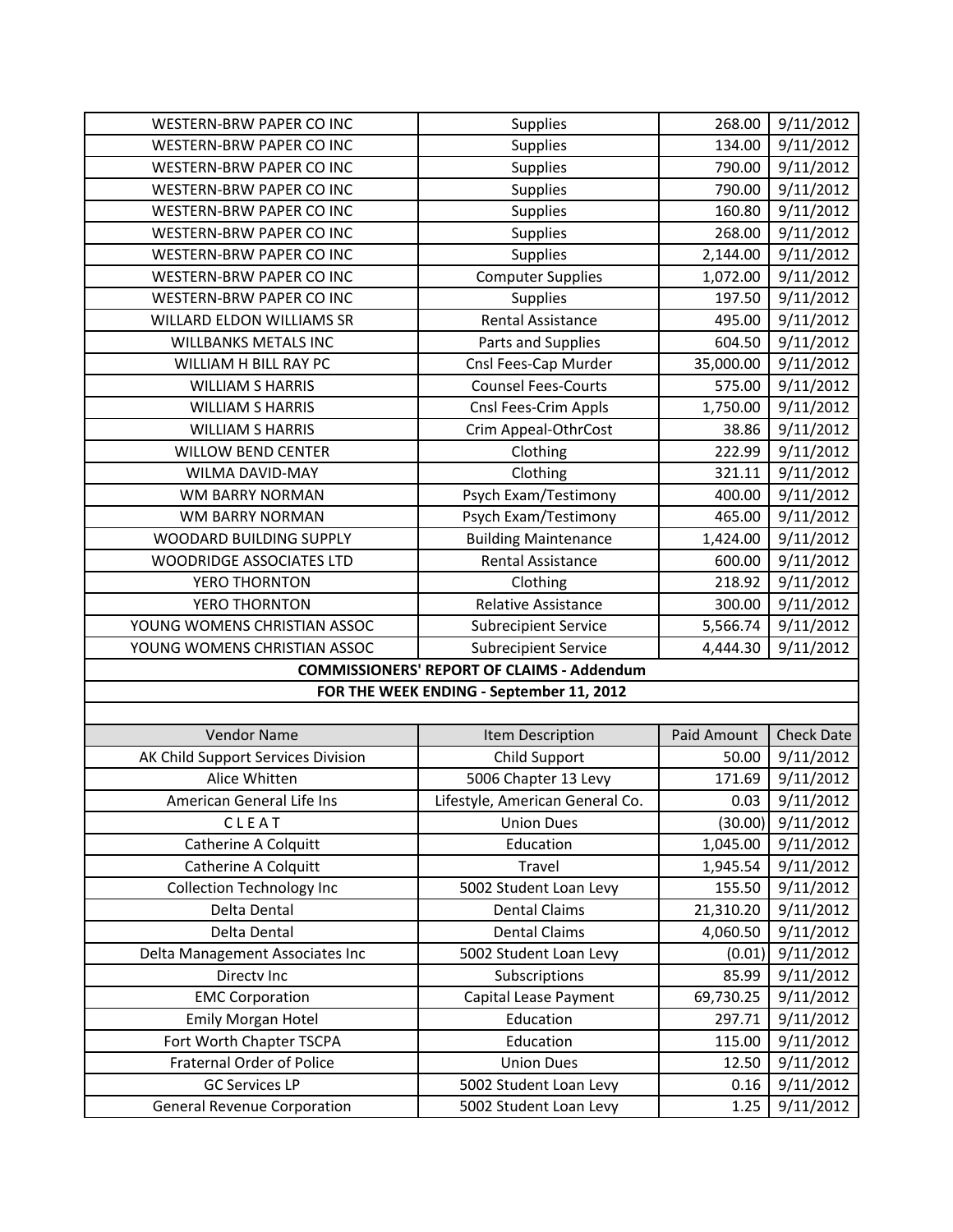| | | | |
|---|---|---|---|
| WESTERN-BRW PAPER CO INC | Supplies | 268.00 | 9/11/2012 |
| WESTERN-BRW PAPER CO INC | Supplies | 134.00 | 9/11/2012 |
| WESTERN-BRW PAPER CO INC | Supplies | 790.00 | 9/11/2012 |
| WESTERN-BRW PAPER CO INC | Supplies | 790.00 | 9/11/2012 |
| WESTERN-BRW PAPER CO INC | Supplies | 160.80 | 9/11/2012 |
| WESTERN-BRW PAPER CO INC | Supplies | 268.00 | 9/11/2012 |
| WESTERN-BRW PAPER CO INC | Supplies | 2,144.00 | 9/11/2012 |
| WESTERN-BRW PAPER CO INC | Computer Supplies | 1,072.00 | 9/11/2012 |
| WESTERN-BRW PAPER CO INC | Supplies | 197.50 | 9/11/2012 |
| WILLARD ELDON WILLIAMS SR | Rental Assistance | 495.00 | 9/11/2012 |
| WILLBANKS METALS INC | Parts and Supplies | 604.50 | 9/11/2012 |
| WILLIAM H BILL RAY PC | Cnsl Fees-Cap Murder | 35,000.00 | 9/11/2012 |
| WILLIAM S HARRIS | Counsel Fees-Courts | 575.00 | 9/11/2012 |
| WILLIAM S HARRIS | Cnsl Fees-Crim Appls | 1,750.00 | 9/11/2012 |
| WILLIAM S HARRIS | Crim Appeal-OthrCost | 38.86 | 9/11/2012 |
| WILLOW BEND CENTER | Clothing | 222.99 | 9/11/2012 |
| WILMA DAVID-MAY | Clothing | 321.11 | 9/11/2012 |
| WM BARRY NORMAN | Psych Exam/Testimony | 400.00 | 9/11/2012 |
| WM BARRY NORMAN | Psych Exam/Testimony | 465.00 | 9/11/2012 |
| WOODARD BUILDING SUPPLY | Building Maintenance | 1,424.00 | 9/11/2012 |
| WOODRIDGE ASSOCIATES LTD | Rental Assistance | 600.00 | 9/11/2012 |
| YERO THORNTON | Clothing | 218.92 | 9/11/2012 |
| YERO THORNTON | Relative Assistance | 300.00 | 9/11/2012 |
| YOUNG WOMENS CHRISTIAN ASSOC | Subrecipient Service | 5,566.74 | 9/11/2012 |
| YOUNG WOMENS CHRISTIAN ASSOC | Subrecipient Service | 4,444.30 | 9/11/2012 |

**COMMISSIONERS' REPORT OF CLAIMS - Addendum**

**FOR THE WEEK ENDING - September 11, 2012**

| Vendor Name | Item Description | Paid Amount | Check Date |
|---|---|---|---|
| AK Child Support Services Division | Child Support | 50.00 | 9/11/2012 |
| Alice Whitten | 5006 Chapter 13 Levy | 171.69 | 9/11/2012 |
| American General Life Ins | Lifestyle, American General Co. | 0.03 | 9/11/2012 |
| C L E A T | Union Dues | (30.00) | 9/11/2012 |
| Catherine A Colquitt | Education | 1,045.00 | 9/11/2012 |
| Catherine A Colquitt | Travel | 1,945.54 | 9/11/2012 |
| Collection Technology Inc | 5002 Student Loan Levy | 155.50 | 9/11/2012 |
| Delta Dental | Dental Claims | 21,310.20 | 9/11/2012 |
| Delta Dental | Dental Claims | 4,060.50 | 9/11/2012 |
| Delta Management Associates Inc | 5002 Student Loan Levy | (0.01) | 9/11/2012 |
| Directv Inc | Subscriptions | 85.99 | 9/11/2012 |
| EMC Corporation | Capital Lease Payment | 69,730.25 | 9/11/2012 |
| Emily Morgan Hotel | Education | 297.71 | 9/11/2012 |
| Fort Worth Chapter TSCPA | Education | 115.00 | 9/11/2012 |
| Fraternal Order of Police | Union Dues | 12.50 | 9/11/2012 |
| GC Services LP | 5002 Student Loan Levy | 0.16 | 9/11/2012 |
| General Revenue Corporation | 5002 Student Loan Levy | 1.25 | 9/11/2012 |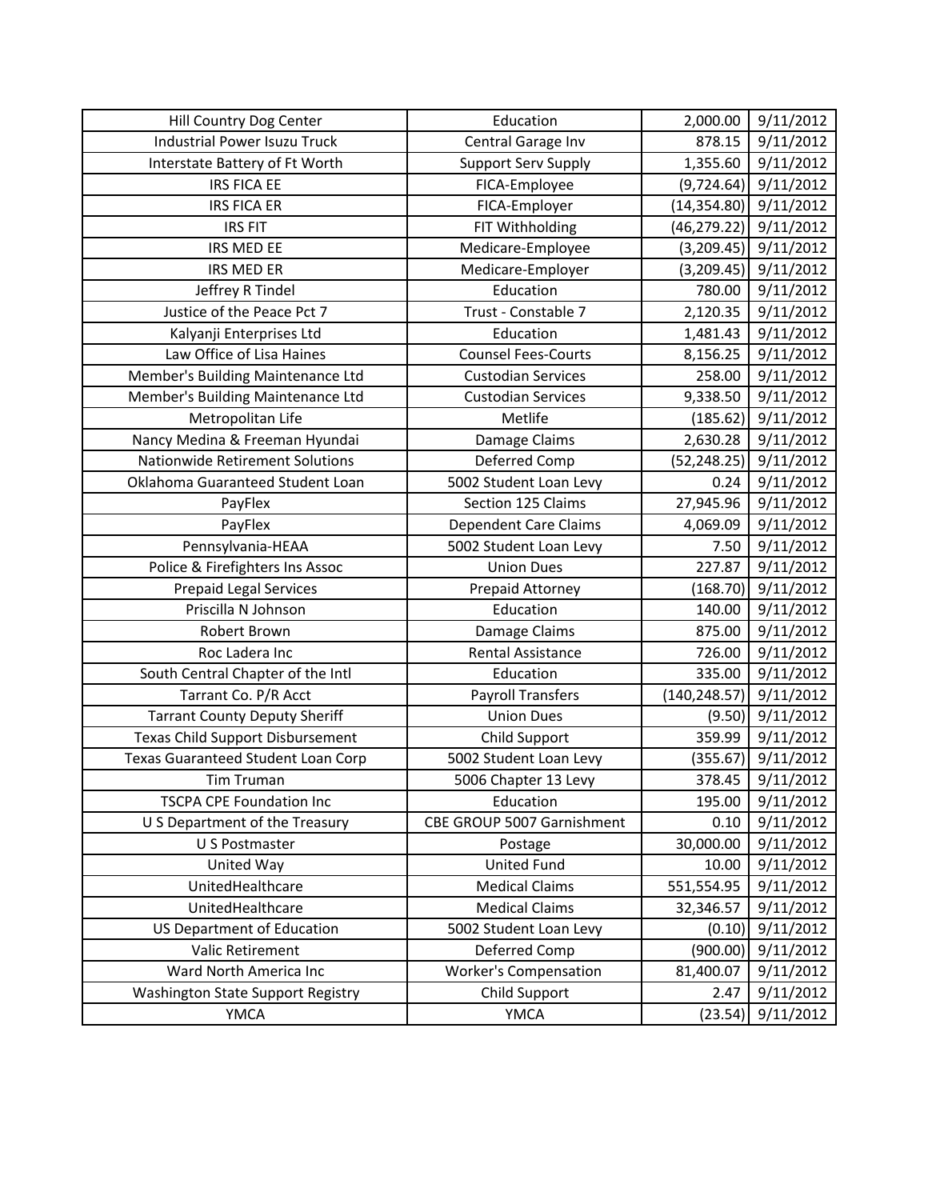| | | | |
|---|---|---|---|
| Hill Country Dog Center | Education | 2,000.00 | 9/11/2012 |
| Industrial Power Isuzu Truck | Central Garage Inv | 878.15 | 9/11/2012 |
| Interstate Battery of Ft Worth | Support Serv Supply | 1,355.60 | 9/11/2012 |
| IRS FICA EE | FICA-Employee | (9,724.64) | 9/11/2012 |
| IRS FICA ER | FICA-Employer | (14,354.80) | 9/11/2012 |
| IRS FIT | FIT Withholding | (46,279.22) | 9/11/2012 |
| IRS MED EE | Medicare-Employee | (3,209.45) | 9/11/2012 |
| IRS MED ER | Medicare-Employer | (3,209.45) | 9/11/2012 |
| Jeffrey R Tindel | Education | 780.00 | 9/11/2012 |
| Justice of the Peace Pct 7 | Trust - Constable 7 | 2,120.35 | 9/11/2012 |
| Kalyanji Enterprises Ltd | Education | 1,481.43 | 9/11/2012 |
| Law Office of Lisa Haines | Counsel Fees-Courts | 8,156.25 | 9/11/2012 |
| Member's Building Maintenance Ltd | Custodian Services | 258.00 | 9/11/2012 |
| Member's Building Maintenance Ltd | Custodian Services | 9,338.50 | 9/11/2012 |
| Metropolitan Life | Metlife | (185.62) | 9/11/2012 |
| Nancy Medina & Freeman Hyundai | Damage Claims | 2,630.28 | 9/11/2012 |
| Nationwide Retirement Solutions | Deferred Comp | (52,248.25) | 9/11/2012 |
| Oklahoma Guaranteed Student Loan | 5002 Student Loan Levy | 0.24 | 9/11/2012 |
| PayFlex | Section 125 Claims | 27,945.96 | 9/11/2012 |
| PayFlex | Dependent Care Claims | 4,069.09 | 9/11/2012 |
| Pennsylvania-HEAA | 5002 Student Loan Levy | 7.50 | 9/11/2012 |
| Police & Firefighters Ins Assoc | Union Dues | 227.87 | 9/11/2012 |
| Prepaid Legal Services | Prepaid Attorney | (168.70) | 9/11/2012 |
| Priscilla N Johnson | Education | 140.00 | 9/11/2012 |
| Robert Brown | Damage Claims | 875.00 | 9/11/2012 |
| Roc Ladera Inc | Rental Assistance | 726.00 | 9/11/2012 |
| South Central Chapter of the Intl | Education | 335.00 | 9/11/2012 |
| Tarrant Co. P/R Acct | Payroll Transfers | (140,248.57) | 9/11/2012 |
| Tarrant County Deputy Sheriff | Union Dues | (9.50) | 9/11/2012 |
| Texas Child Support Disbursement | Child Support | 359.99 | 9/11/2012 |
| Texas Guaranteed Student Loan Corp | 5002 Student Loan Levy | (355.67) | 9/11/2012 |
| Tim Truman | 5006 Chapter 13 Levy | 378.45 | 9/11/2012 |
| TSCPA CPE Foundation Inc | Education | 195.00 | 9/11/2012 |
| U S Department of the Treasury | CBE GROUP 5007 Garnishment | 0.10 | 9/11/2012 |
| U S Postmaster | Postage | 30,000.00 | 9/11/2012 |
| United Way | United Fund | 10.00 | 9/11/2012 |
| UnitedHealthcare | Medical Claims | 551,554.95 | 9/11/2012 |
| UnitedHealthcare | Medical Claims | 32,346.57 | 9/11/2012 |
| US Department of Education | 5002 Student Loan Levy | (0.10) | 9/11/2012 |
| Valic Retirement | Deferred Comp | (900.00) | 9/11/2012 |
| Ward North America Inc | Worker's Compensation | 81,400.07 | 9/11/2012 |
| Washington State Support Registry | Child Support | 2.47 | 9/11/2012 |
| YMCA | YMCA | (23.54) | 9/11/2012 |